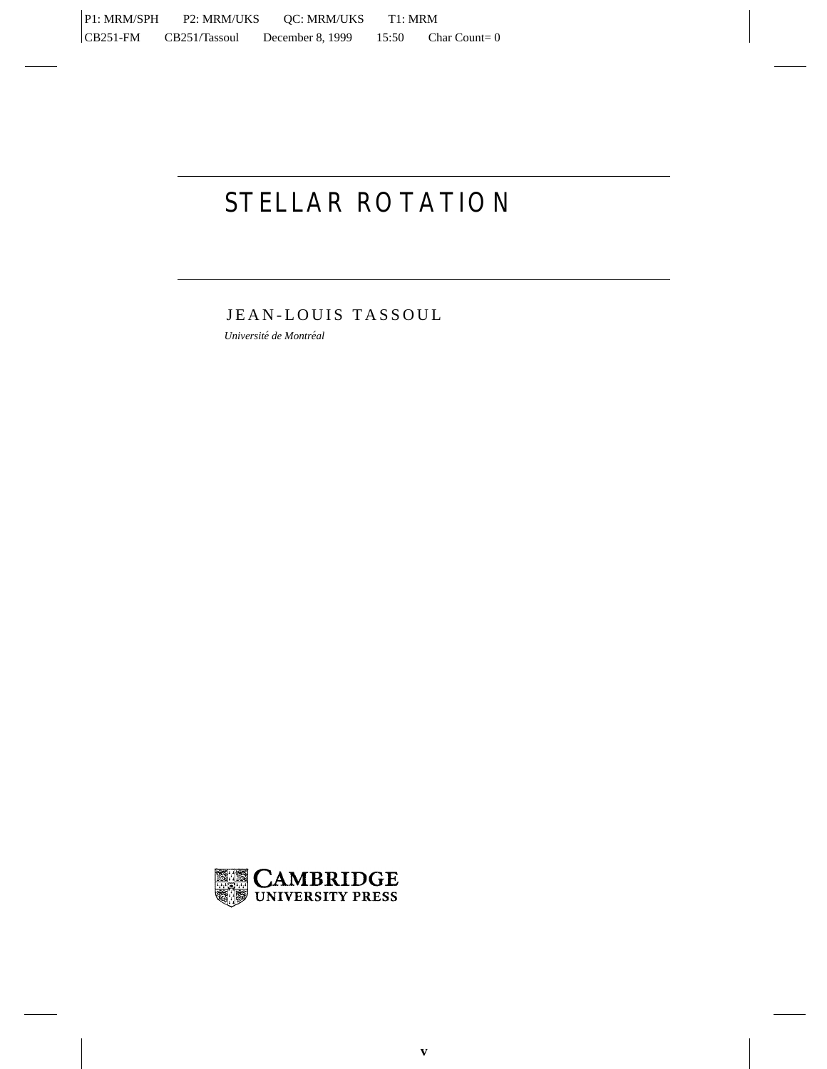# STELLAR ROTATION

JEAN-LOUIS TASSOUL

*Université de Montréal*

CAMBRIDGE
UNIVERSITY PRESS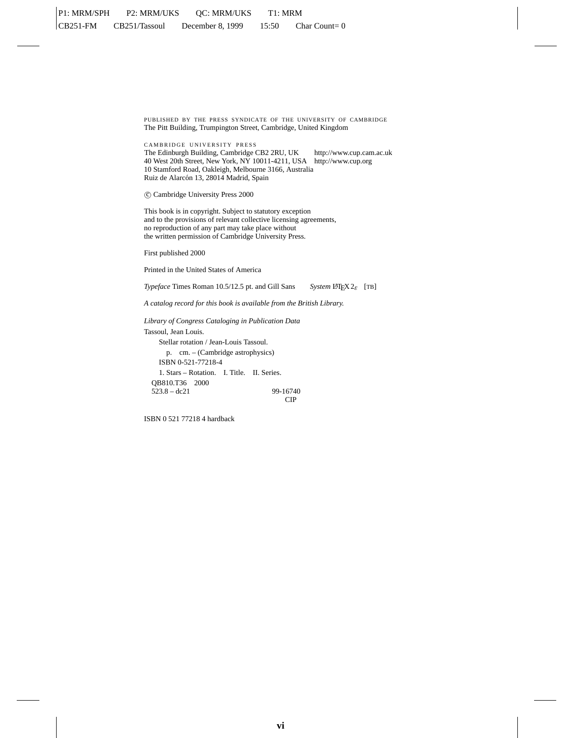PUBLISHED BY THE PRESS SYNDICATE OF THE UNIVERSITY OF CAMBRIDGE
The Pitt Building, Trumpington Street, Cambridge, United Kingdom

CAMBRIDGE UNIVERSITY PRESS
The Edinburgh Building, Cambridge CB2 2RU, UK http://www.cup.cam.ac.uk
40 West 20th Street, New York, NY 10011-4211, USA http://www.cup.org
10 Stamford Road, Oakleigh, Melbourne 3166, Australia
Ruiz de Alarcón 13, 28014 Madrid, Spain

© Cambridge University Press 2000

This book is in copyright. Subject to statutory exception
and to the provisions of relevant collective licensing agreements,
no reproduction of any part may take place without
the written permission of Cambridge University Press.

First published 2000

Printed in the United States of America

*Typeface* Times Roman 10.5/12.5 pt. and Gill Sans *System* LATEX 2$_\varepsilon$ [TB]

*A catalog record for this book is available from the British Library.*

*Library of Congress Cataloging in Publication Data*

Tassoul, Jean Louis.
Stellar rotation / Jean-Louis Tassoul.
p. cm. – (Cambridge astrophysics)
ISBN 0-521-77218-4
1. Stars – Rotation. I. Title. II. Series.
QB810.T36 2000
523.8 – dc21 99-16740
CIP

ISBN 0 521 77218 4 hardback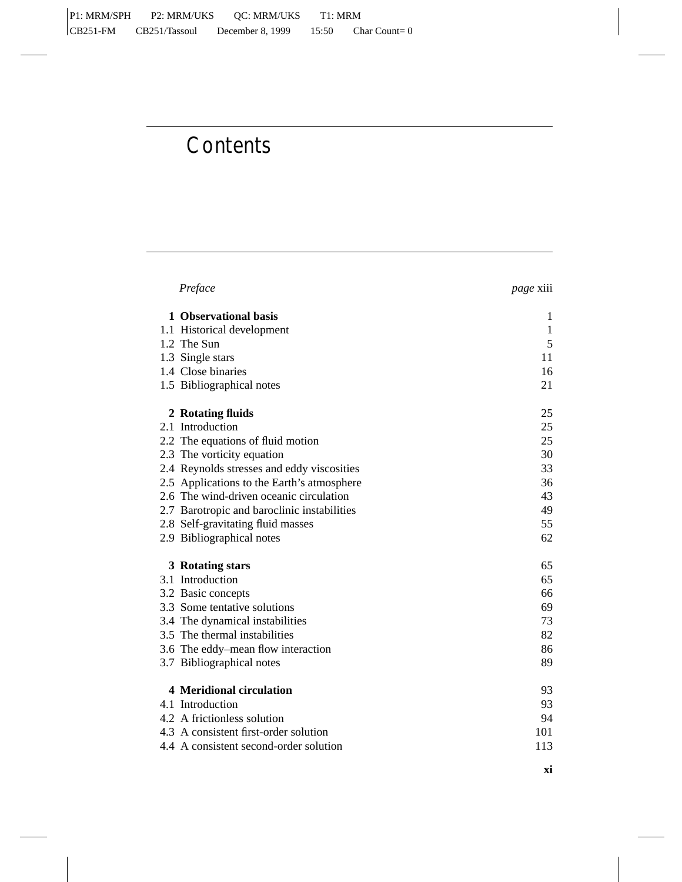# Contents

| | | |
|---|---|---|
| | *Preface* | *page* xiii |
| **1** | **Observational basis** | 1 |
| 1.1 | Historical development | 1 |
| 1.2 | The Sun | 5 |
| 1.3 | Single stars | 11 |
| 1.4 | Close binaries | 16 |
| 1.5 | Bibliographical notes | 21 |
| **2** | **Rotating fluids** | 25 |
| 2.1 | Introduction | 25 |
| 2.2 | The equations of fluid motion | 25 |
| 2.3 | The vorticity equation | 30 |
| 2.4 | Reynolds stresses and eddy viscosities | 33 |
| 2.5 | Applications to the Earth's atmosphere | 36 |
| 2.6 | The wind-driven oceanic circulation | 43 |
| 2.7 | Barotropic and baroclinic instabilities | 49 |
| 2.8 | Self-gravitating fluid masses | 55 |
| 2.9 | Bibliographical notes | 62 |
| **3** | **Rotating stars** | 65 |
| 3.1 | Introduction | 65 |
| 3.2 | Basic concepts | 66 |
| 3.3 | Some tentative solutions | 69 |
| 3.4 | The dynamical instabilities | 73 |
| 3.5 | The thermal instabilities | 82 |
| 3.6 | The eddy–mean flow interaction | 86 |
| 3.7 | Bibliographical notes | 89 |
| **4** | **Meridional circulation** | 93 |
| 4.1 | Introduction | 93 |
| 4.2 | A frictionless solution | 94 |
| 4.3 | A consistent first-order solution | 101 |
| 4.4 | A consistent second-order solution | 113 |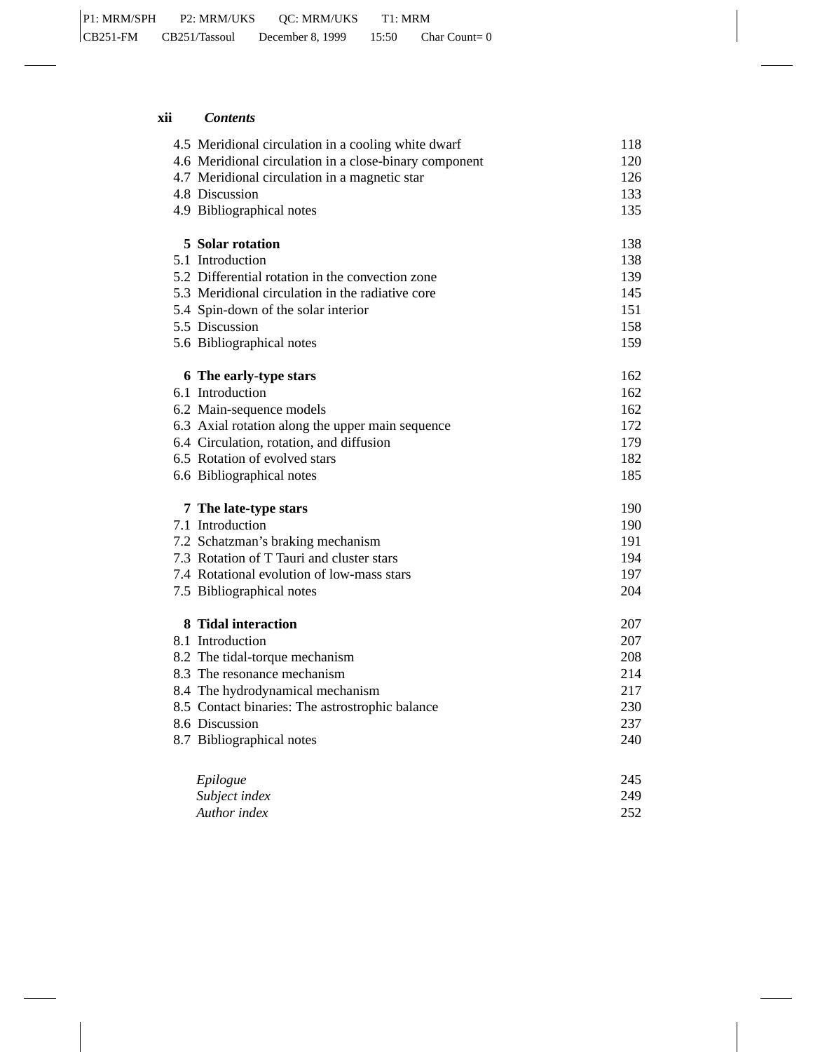4.5 Meridional circulation in a cooling white dwarf 118
4.6 Meridional circulation in a close-binary component 120
4.7 Meridional circulation in a magnetic star 126
4.8 Discussion 133
4.9 Bibliographical notes 135

**5 Solar rotation** 138
5.1 Introduction 138
5.2 Differential rotation in the convection zone 139
5.3 Meridional circulation in the radiative core 145
5.4 Spin-down of the solar interior 151
5.5 Discussion 158
5.6 Bibliographical notes 159

**6 The early-type stars** 162
6.1 Introduction 162
6.2 Main-sequence models 162
6.3 Axial rotation along the upper main sequence 172
6.4 Circulation, rotation, and diffusion 179
6.5 Rotation of evolved stars 182
6.6 Bibliographical notes 185

**7 The late-type stars** 190
7.1 Introduction 190
7.2 Schatzman's braking mechanism 191
7.3 Rotation of T Tauri and cluster stars 194
7.4 Rotational evolution of low-mass stars 197
7.5 Bibliographical notes 204

**8 Tidal interaction** 207
8.1 Introduction 207
8.2 The tidal-torque mechanism 208
8.3 The resonance mechanism 214
8.4 The hydrodynamical mechanism 217
8.5 Contact binaries: The astrostrophic balance 230
8.6 Discussion 237
8.7 Bibliographical notes 240

*Epilogue* 245
*Subject index* 249
*Author index* 252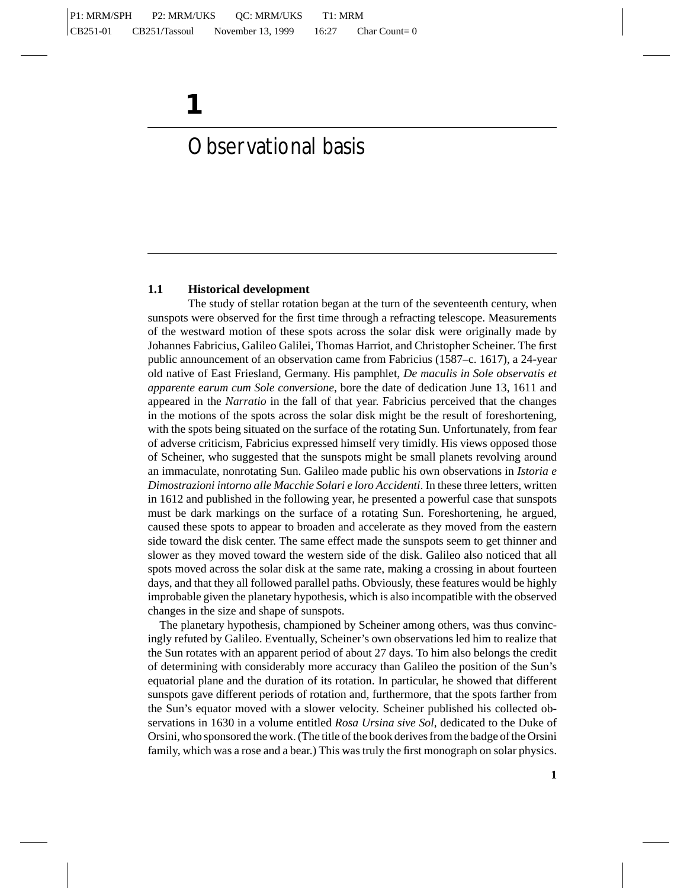# 1

# Observational basis

## 1.1 Historical development

The study of stellar rotation began at the turn of the seventeenth century, when sunspots were observed for the first time through a refracting telescope. Measurements of the westward motion of these spots across the solar disk were originally made by Johannes Fabricius, Galileo Galilei, Thomas Harriot, and Christopher Scheiner. The first public announcement of an observation came from Fabricius (1587–c. 1617), a 24-year old native of East Friesland, Germany. His pamphlet, *De maculis in Sole observatis et apparente earum cum Sole conversione*, bore the date of dedication June 13, 1611 and appeared in the *Narratio* in the fall of that year. Fabricius perceived that the changes in the motions of the spots across the solar disk might be the result of foreshortening, with the spots being situated on the surface of the rotating Sun. Unfortunately, from fear of adverse criticism, Fabricius expressed himself very timidly. His views opposed those of Scheiner, who suggested that the sunspots might be small planets revolving around an immaculate, nonrotating Sun. Galileo made public his own observations in *Istoria e Dimostrazioni intorno alle Macchie Solari e loro Accidenti*. In these three letters, written in 1612 and published in the following year, he presented a powerful case that sunspots must be dark markings on the surface of a rotating Sun. Foreshortening, he argued, caused these spots to appear to broaden and accelerate as they moved from the eastern side toward the disk center. The same effect made the sunspots seem to get thinner and slower as they moved toward the western side of the disk. Galileo also noticed that all spots moved across the solar disk at the same rate, making a crossing in about fourteen days, and that they all followed parallel paths. Obviously, these features would be highly improbable given the planetary hypothesis, which is also incompatible with the observed changes in the size and shape of sunspots.

The planetary hypothesis, championed by Scheiner among others, was thus convincingly refuted by Galileo. Eventually, Scheiner's own observations led him to realize that the Sun rotates with an apparent period of about 27 days. To him also belongs the credit of determining with considerably more accuracy than Galileo the position of the Sun's equatorial plane and the duration of its rotation. In particular, he showed that different sunspots gave different periods of rotation and, furthermore, that the spots farther from the Sun's equator moved with a slower velocity. Scheiner published his collected observations in 1630 in a volume entitled *Rosa Ursina sive Sol*, dedicated to the Duke of Orsini, who sponsored the work. (The title of the book derives from the badge of the Orsini family, which was a rose and a bear.) This was truly the first monograph on solar physics.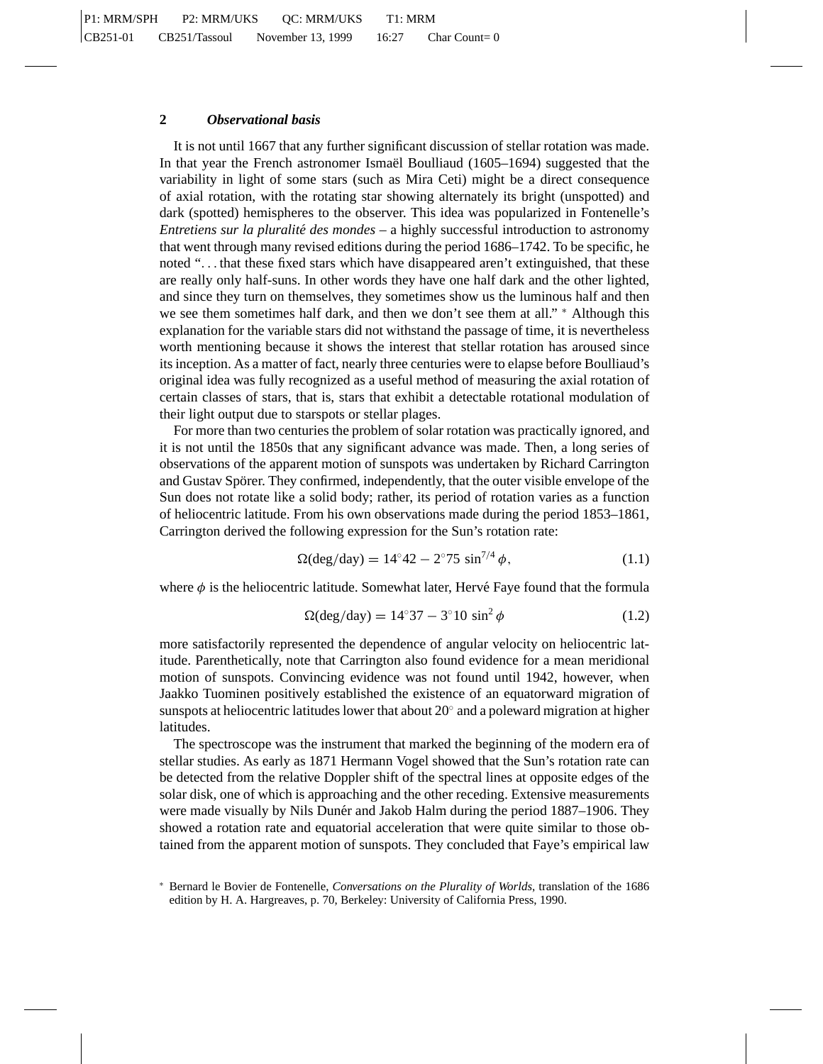It is not until 1667 that any further significant discussion of stellar rotation was made. In that year the French astronomer Ismaël Boulliaud (1605–1694) suggested that the variability in light of some stars (such as Mira Ceti) might be a direct consequence of axial rotation, with the rotating star showing alternately its bright (unspotted) and dark (spotted) hemispheres to the observer. This idea was popularized in Fontenelle's *Entretiens sur la pluralité des mondes* – a highly successful introduction to astronomy that went through many revised editions during the period 1686–1742. To be specific, he noted ". . . that these fixed stars which have disappeared aren't extinguished, that these are really only half-suns. In other words they have one half dark and the other lighted, and since they turn on themselves, they sometimes show us the luminous half and then we see them sometimes half dark, and then we don't see them at all." * Although this explanation for the variable stars did not withstand the passage of time, it is nevertheless worth mentioning because it shows the interest that stellar rotation has aroused since its inception. As a matter of fact, nearly three centuries were to elapse before Boulliaud's original idea was fully recognized as a useful method of measuring the axial rotation of certain classes of stars, that is, stars that exhibit a detectable rotational modulation of their light output due to starspots or stellar plages.

For more than two centuries the problem of solar rotation was practically ignored, and it is not until the 1850s that any significant advance was made. Then, a long series of observations of the apparent motion of sunspots was undertaken by Richard Carrington and Gustav Spörer. They confirmed, independently, that the outer visible envelope of the Sun does not rotate like a solid body; rather, its period of rotation varies as a function of heliocentric latitude. From his own observations made during the period 1853–1861, Carrington derived the following expression for the Sun's rotation rate:

$$\Omega(\text{deg/day}) = 14^{\circ}42 - 2^{\circ}75 \sin^{7/4} \phi, \tag{1.1}$$

where $\phi$ is the heliocentric latitude. Somewhat later, Hervé Faye found that the formula

$$\Omega(\text{deg/day}) = 14^{\circ}37 - 3^{\circ}10 \sin^{2} \phi \tag{1.2}$$

more satisfactorily represented the dependence of angular velocity on heliocentric latitude. Parenthetically, note that Carrington also found evidence for a mean meridional motion of sunspots. Convincing evidence was not found until 1942, however, when Jaakko Tuominen positively established the existence of an equatorward migration of sunspots at heliocentric latitudes lower that about 20° and a poleward migration at higher latitudes.

The spectroscope was the instrument that marked the beginning of the modern era of stellar studies. As early as 1871 Hermann Vogel showed that the Sun's rotation rate can be detected from the relative Doppler shift of the spectral lines at opposite edges of the solar disk, one of which is approaching and the other receding. Extensive measurements were made visually by Nils Dunér and Jakob Halm during the period 1887–1906. They showed a rotation rate and equatorial acceleration that were quite similar to those obtained from the apparent motion of sunspots. They concluded that Faye's empirical law

* Bernard le Bovier de Fontenelle, *Conversations on the Plurality of Worlds*, translation of the 1686 edition by H. A. Hargreaves, p. 70, Berkeley: University of California Press, 1990.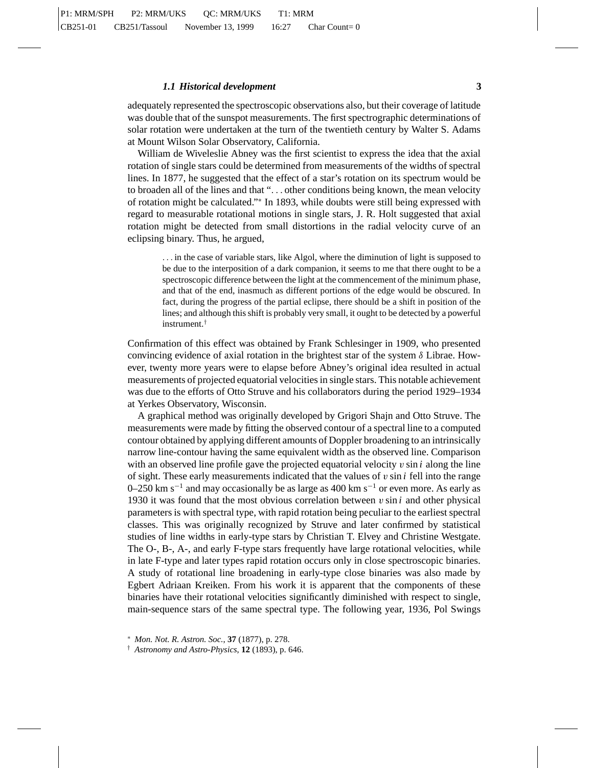adequately represented the spectroscopic observations also, but their coverage of latitude was double that of the sunspot measurements. The first spectrographic determinations of solar rotation were undertaken at the turn of the twentieth century by Walter S. Adams at Mount Wilson Solar Observatory, California.

William de Wiveleslie Abney was the first scientist to express the idea that the axial rotation of single stars could be determined from measurements of the widths of spectral lines. In 1877, he suggested that the effect of a star's rotation on its spectrum would be to broaden all of the lines and that ". . . other conditions being known, the mean velocity of rotation might be calculated."* In 1893, while doubts were still being expressed with regard to measurable rotational motions in single stars, J. R. Holt suggested that axial rotation might be detected from small distortions in the radial velocity curve of an eclipsing binary. Thus, he argued,

> . . . in the case of variable stars, like Algol, where the diminution of light is supposed to be due to the interposition of a dark companion, it seems to me that there ought to be a spectroscopic difference between the light at the commencement of the minimum phase, and that of the end, inasmuch as different portions of the edge would be obscured. In fact, during the progress of the partial eclipse, there should be a shift in position of the lines; and although this shift is probably very small, it ought to be detected by a powerful instrument.†

Confirmation of this effect was obtained by Frank Schlesinger in 1909, who presented convincing evidence of axial rotation in the brightest star of the system $\delta$ Librae. However, twenty more years were to elapse before Abney's original idea resulted in actual measurements of projected equatorial velocities in single stars. This notable achievement was due to the efforts of Otto Struve and his collaborators during the period 1929–1934 at Yerkes Observatory, Wisconsin.

A graphical method was originally developed by Grigori Shajn and Otto Struve. The measurements were made by fitting the observed contour of a spectral line to a computed contour obtained by applying different amounts of Doppler broadening to an intrinsically narrow line-contour having the same equivalent width as the observed line. Comparison with an observed line profile gave the projected equatorial velocity $v \sin i$ along the line of sight. These early measurements indicated that the values of $v \sin i$ fell into the range 0–250 km s$^{-1}$ and may occasionally be as large as 400 km s$^{-1}$ or even more. As early as 1930 it was found that the most obvious correlation between $v \sin i$ and other physical parameters is with spectral type, with rapid rotation being peculiar to the earliest spectral classes. This was originally recognized by Struve and later confirmed by statistical studies of line widths in early-type stars by Christian T. Elvey and Christine Westgate. The O-, B-, A-, and early F-type stars frequently have large rotational velocities, while in late F-type and later types rapid rotation occurs only in close spectroscopic binaries. A study of rotational line broadening in early-type close binaries was also made by Egbert Adriaan Kreiken. From his work it is apparent that the components of these binaries have their rotational velocities significantly diminished with respect to single, main-sequence stars of the same spectral type. The following year, 1936, Pol Swings

\* *Mon. Not. R. Astron. Soc.*, **37** (1877), p. 278.

† *Astronomy and Astro-Physics*, **12** (1893), p. 646.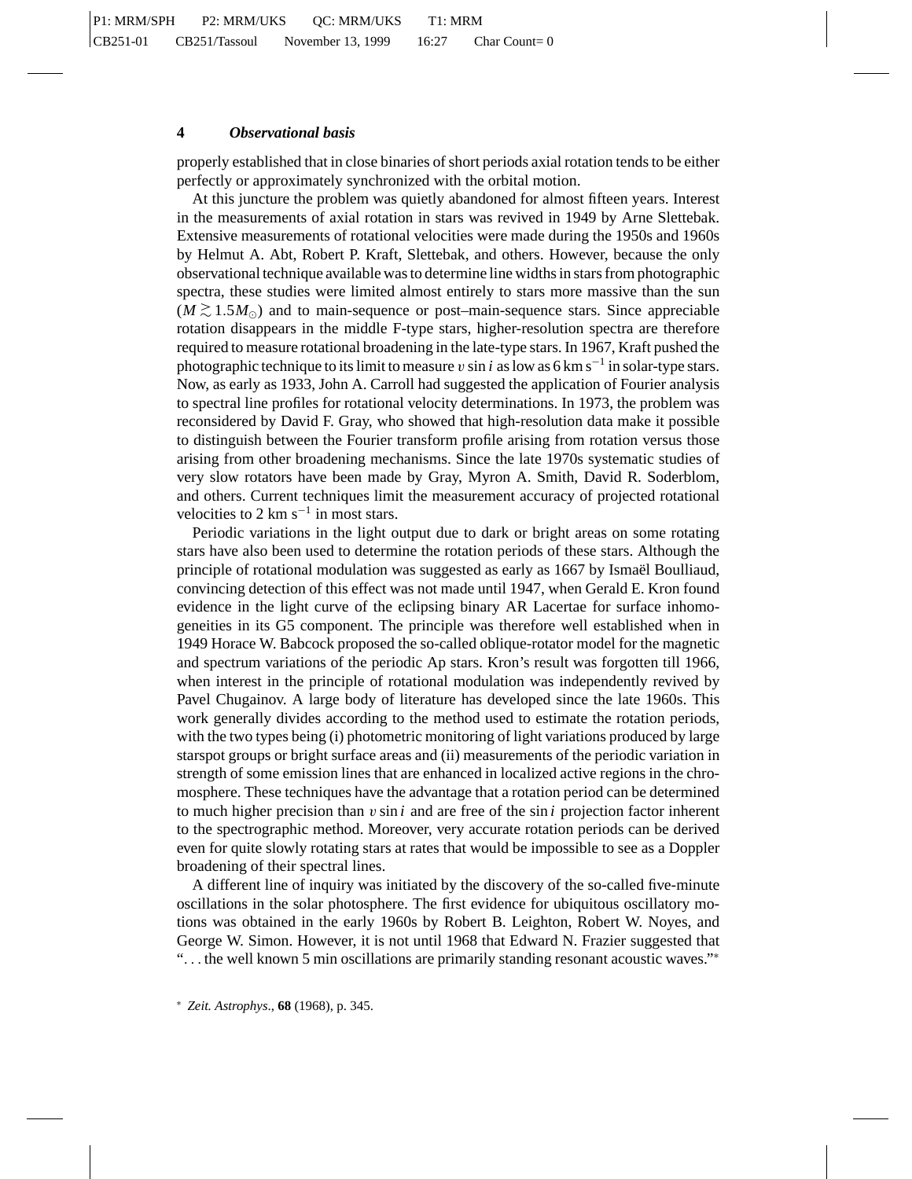properly established that in close binaries of short periods axial rotation tends to be either perfectly or approximately synchronized with the orbital motion.

At this juncture the problem was quietly abandoned for almost fifteen years. Interest in the measurements of axial rotation in stars was revived in 1949 by Arne Slettebak. Extensive measurements of rotational velocities were made during the 1950s and 1960s by Helmut A. Abt, Robert P. Kraft, Slettebak, and others. However, because the only observational technique available was to determine line widths in stars from photographic spectra, these studies were limited almost entirely to stars more massive than the sun ($M \gtrsim 1.5 M_{\odot}$) and to main-sequence or post–main-sequence stars. Since appreciable rotation disappears in the middle F-type stars, higher-resolution spectra are therefore required to measure rotational broadening in the late-type stars. In 1967, Kraft pushed the photographic technique to its limit to measure $v \sin i$ as low as 6 km s$^{-1}$ in solar-type stars. Now, as early as 1933, John A. Carroll had suggested the application of Fourier analysis to spectral line profiles for rotational velocity determinations. In 1973, the problem was reconsidered by David F. Gray, who showed that high-resolution data make it possible to distinguish between the Fourier transform profile arising from rotation versus those arising from other broadening mechanisms. Since the late 1970s systematic studies of very slow rotators have been made by Gray, Myron A. Smith, David R. Soderblom, and others. Current techniques limit the measurement accuracy of projected rotational velocities to 2 km s$^{-1}$ in most stars.

Periodic variations in the light output due to dark or bright areas on some rotating stars have also been used to determine the rotation periods of these stars. Although the principle of rotational modulation was suggested as early as 1667 by Ismaël Boulliaud, convincing detection of this effect was not made until 1947, when Gerald E. Kron found evidence in the light curve of the eclipsing binary AR Lacertae for surface inhomogeneities in its G5 component. The principle was therefore well established when in 1949 Horace W. Babcock proposed the so-called oblique-rotator model for the magnetic and spectrum variations of the periodic Ap stars. Kron's result was forgotten till 1966, when interest in the principle of rotational modulation was independently revived by Pavel Chugainov. A large body of literature has developed since the late 1960s. This work generally divides according to the method used to estimate the rotation periods, with the two types being (i) photometric monitoring of light variations produced by large starspot groups or bright surface areas and (ii) measurements of the periodic variation in strength of some emission lines that are enhanced in localized active regions in the chromosphere. These techniques have the advantage that a rotation period can be determined to much higher precision than $v \sin i$ and are free of the $\sin i$ projection factor inherent to the spectrographic method. Moreover, very accurate rotation periods can be derived even for quite slowly rotating stars at rates that would be impossible to see as a Doppler broadening of their spectral lines.

A different line of inquiry was initiated by the discovery of the so-called five-minute oscillations in the solar photosphere. The first evidence for ubiquitous oscillatory motions was obtained in the early 1960s by Robert B. Leighton, Robert W. Noyes, and George W. Simon. However, it is not until 1968 that Edward N. Frazier suggested that "... the well known 5 min oscillations are primarily standing resonant acoustic waves."*

\* *Zeit. Astrophys.*, **68** (1968), p. 345.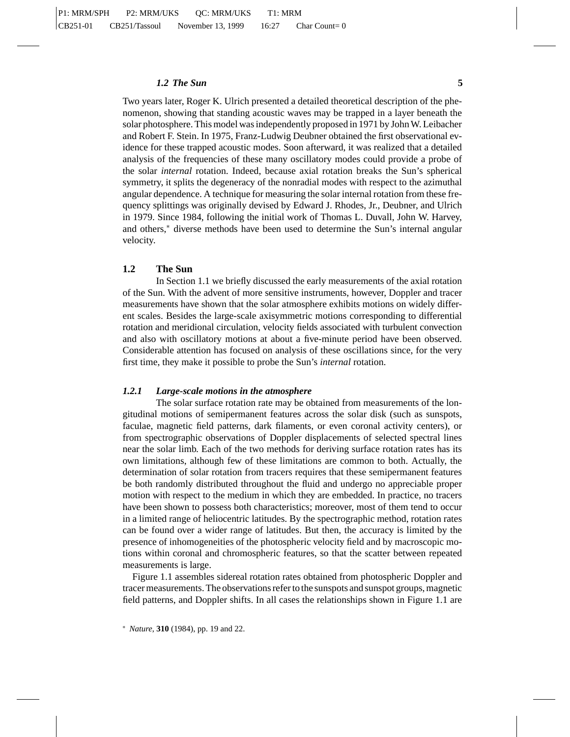Two years later, Roger K. Ulrich presented a detailed theoretical description of the phenomenon, showing that standing acoustic waves may be trapped in a layer beneath the solar photosphere. This model was independently proposed in 1971 by John W. Leibacher and Robert F. Stein. In 1975, Franz-Ludwig Deubner obtained the first observational evidence for these trapped acoustic modes. Soon afterward, it was realized that a detailed analysis of the frequencies of these many oscillatory modes could provide a probe of the solar *internal* rotation. Indeed, because axial rotation breaks the Sun's spherical symmetry, it splits the degeneracy of the nonradial modes with respect to the azimuthal angular dependence. A technique for measuring the solar internal rotation from these frequency splittings was originally devised by Edward J. Rhodes, Jr., Deubner, and Ulrich in 1979. Since 1984, following the initial work of Thomas L. Duvall, John W. Harvey, and others,* diverse methods have been used to determine the Sun's internal angular velocity.

## 1.2 The Sun

In Section 1.1 we briefly discussed the early measurements of the axial rotation of the Sun. With the advent of more sensitive instruments, however, Doppler and tracer measurements have shown that the solar atmosphere exhibits motions on widely different scales. Besides the large-scale axisymmetric motions corresponding to differential rotation and meridional circulation, velocity fields associated with turbulent convection and also with oscillatory motions at about a five-minute period have been observed. Considerable attention has focused on analysis of these oscillations since, for the very first time, they make it possible to probe the Sun's *internal* rotation.

### *1.2.1 Large-scale motions in the atmosphere*

The solar surface rotation rate may be obtained from measurements of the longitudinal motions of semipermanent features across the solar disk (such as sunspots, faculae, magnetic field patterns, dark filaments, or even coronal activity centers), or from spectrographic observations of Doppler displacements of selected spectral lines near the solar limb. Each of the two methods for deriving surface rotation rates has its own limitations, although few of these limitations are common to both. Actually, the determination of solar rotation from tracers requires that these semipermanent features be both randomly distributed throughout the fluid and undergo no appreciable proper motion with respect to the medium in which they are embedded. In practice, no tracers have been shown to possess both characteristics; moreover, most of them tend to occur in a limited range of heliocentric latitudes. By the spectrographic method, rotation rates can be found over a wider range of latitudes. But then, the accuracy is limited by the presence of inhomogeneities of the photospheric velocity field and by macroscopic motions within coronal and chromospheric features, so that the scatter between repeated measurements is large.

Figure 1.1 assembles sidereal rotation rates obtained from photospheric Doppler and tracer measurements. The observations refer to the sunspots and sunspot groups, magnetic field patterns, and Doppler shifts. In all cases the relationships shown in Figure 1.1 are

\* *Nature*, **310** (1984), pp. 19 and 22.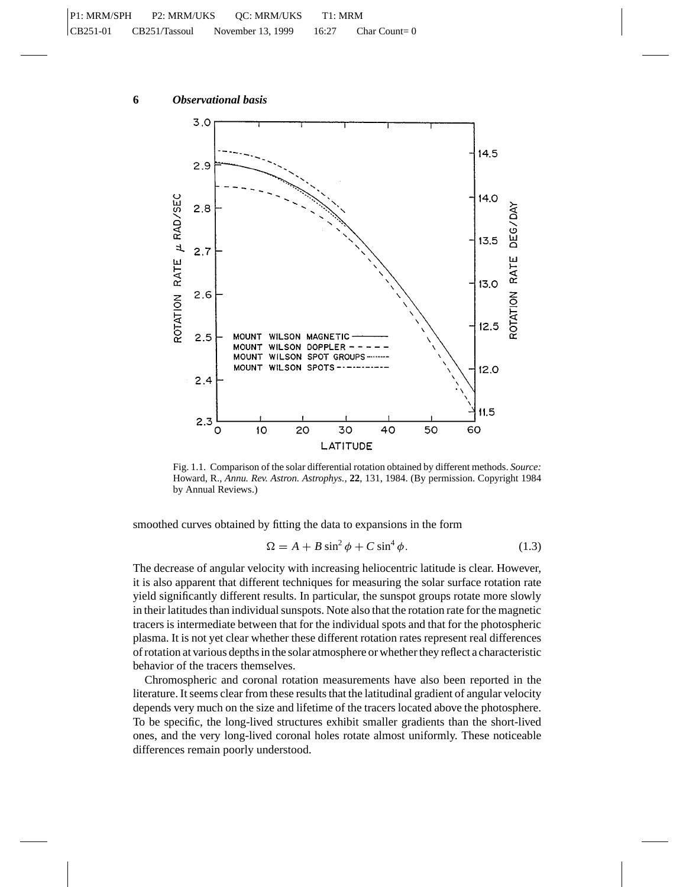3.0

2.9

2.8

2.7

2.6

2.5

2.4

2.3

ROTATION RATE μ RAD/SEC

14.5

14.0

13.5

13.0

12.5

12.0

11.5

ROTATION RATE DEG/DAY

0 10 20 30 40 50 60

LATITUDE

MOUNT WILSON MAGNETIC

MOUNT WILSON DOPPLER

MOUNT WILSON SPOT GROUPS

MOUNT WILSON SPOTS

Fig. 1.1. Comparison of the solar differential rotation obtained by different methods. *Source:* Howard, R., *Annu. Rev. Astron. Astrophys.*, **22**, 131, 1984. (By permission. Copyright 1984 by Annual Reviews.)

smoothed curves obtained by fitting the data to expansions in the form

$$\Omega = A + B\sin^2\phi + C\sin^4\phi. \tag{1.3}$$

The decrease of angular velocity with increasing heliocentric latitude is clear. However, it is also apparent that different techniques for measuring the solar surface rotation rate yield significantly different results. In particular, the sunspot groups rotate more slowly in their latitudes than individual sunspots. Note also that the rotation rate for the magnetic tracers is intermediate between that for the individual spots and that for the photospheric plasma. It is not yet clear whether these different rotation rates represent real differences of rotation at various depths in the solar atmosphere or whether they reflect a characteristic behavior of the tracers themselves.

Chromospheric and coronal rotation measurements have also been reported in the literature. It seems clear from these results that the latitudinal gradient of angular velocity depends very much on the size and lifetime of the tracers located above the photosphere. To be specific, the long-lived structures exhibit smaller gradients than the short-lived ones, and the very long-lived coronal holes rotate almost uniformly. These noticeable differences remain poorly understood.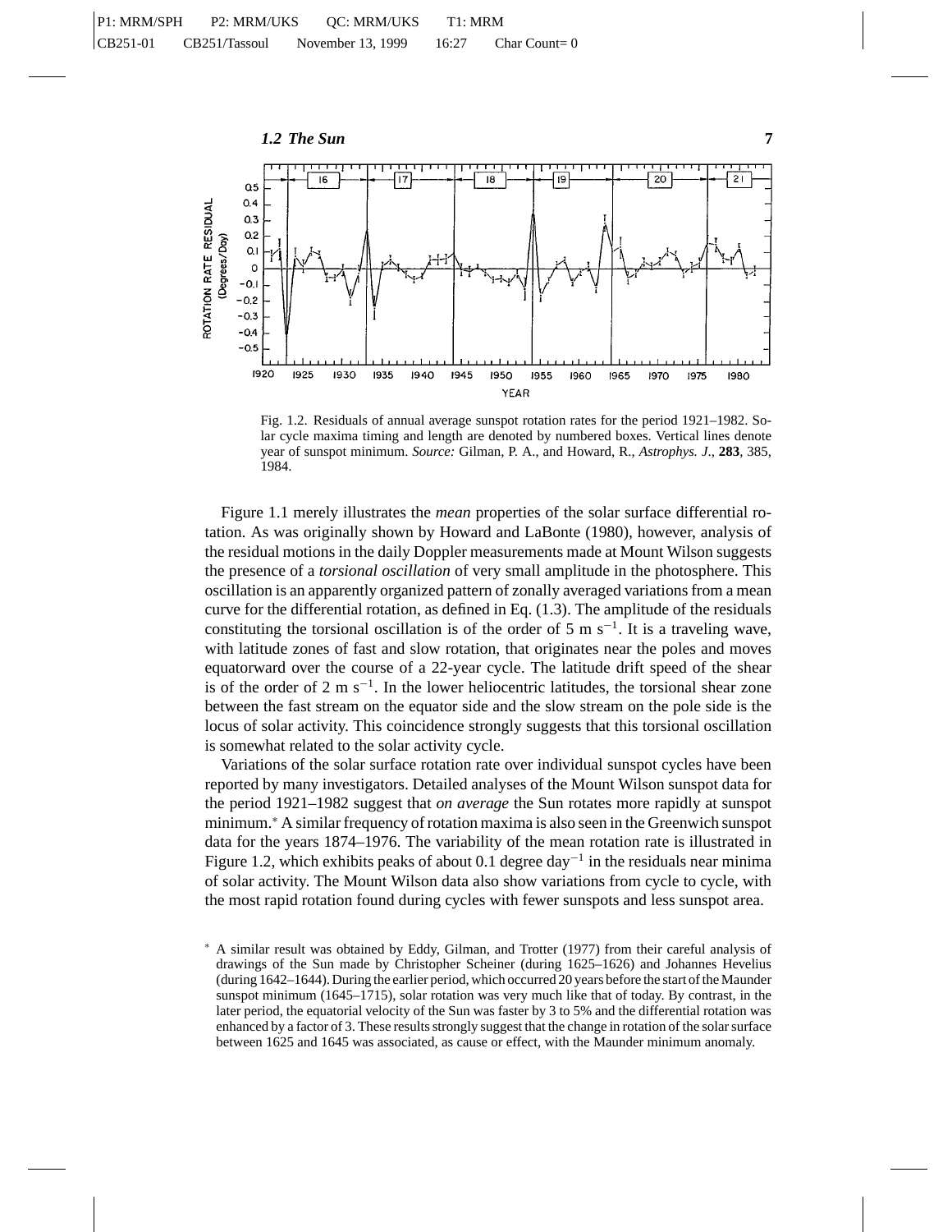ROTATION RATE RESIDUAL (Degrees/Day)

0.5
0.4
0.3
0.2
0.1
0
−0.1
−0.2
−0.3
−0.4
−0.5

16
17
18
19
20
21

1920
1925
1930
1935
1940
1945
1950
1955
1960
1965
1970
1975
1980

YEAR

Fig. 1.2. Residuals of annual average sunspot rotation rates for the period 1921–1982. Solar cycle maxima timing and length are denoted by numbered boxes. Vertical lines denote year of sunspot minimum. *Source:* Gilman, P. A., and Howard, R., *Astrophys. J.*, **283**, 385, 1984.

Figure 1.1 merely illustrates the *mean* properties of the solar surface differential rotation. As was originally shown by Howard and LaBonte (1980), however, analysis of the residual motions in the daily Doppler measurements made at Mount Wilson suggests the presence of a *torsional oscillation* of very small amplitude in the photosphere. This oscillation is an apparently organized pattern of zonally averaged variations from a mean curve for the differential rotation, as defined in Eq. (1.3). The amplitude of the residuals constituting the torsional oscillation is of the order of 5 m s$^{-1}$. It is a traveling wave, with latitude zones of fast and slow rotation, that originates near the poles and moves equatorward over the course of a 22-year cycle. The latitude drift speed of the shear is of the order of 2 m s$^{-1}$. In the lower heliocentric latitudes, the torsional shear zone between the fast stream on the equator side and the slow stream on the pole side is the locus of solar activity. This coincidence strongly suggests that this torsional oscillation is somewhat related to the solar activity cycle.

Variations of the solar surface rotation rate over individual sunspot cycles have been reported by many investigators. Detailed analyses of the Mount Wilson sunspot data for the period 1921–1982 suggest that *on average* the Sun rotates more rapidly at sunspot minimum.* A similar frequency of rotation maxima is also seen in the Greenwich sunspot data for the years 1874–1976. The variability of the mean rotation rate is illustrated in Figure 1.2, which exhibits peaks of about 0.1 degree day$^{-1}$ in the residuals near minima of solar activity. The Mount Wilson data also show variations from cycle to cycle, with the most rapid rotation found during cycles with fewer sunspots and less sunspot area.

* A similar result was obtained by Eddy, Gilman, and Trotter (1977) from their careful analysis of drawings of the Sun made by Christopher Scheiner (during 1625–1626) and Johannes Hevelius (during 1642–1644). During the earlier period, which occurred 20 years before the start of the Maunder sunspot minimum (1645–1715), solar rotation was very much like that of today. By contrast, in the later period, the equatorial velocity of the Sun was faster by 3 to 5% and the differential rotation was enhanced by a factor of 3. These results strongly suggest that the change in rotation of the solar surface between 1625 and 1645 was associated, as cause or effect, with the Maunder minimum anomaly.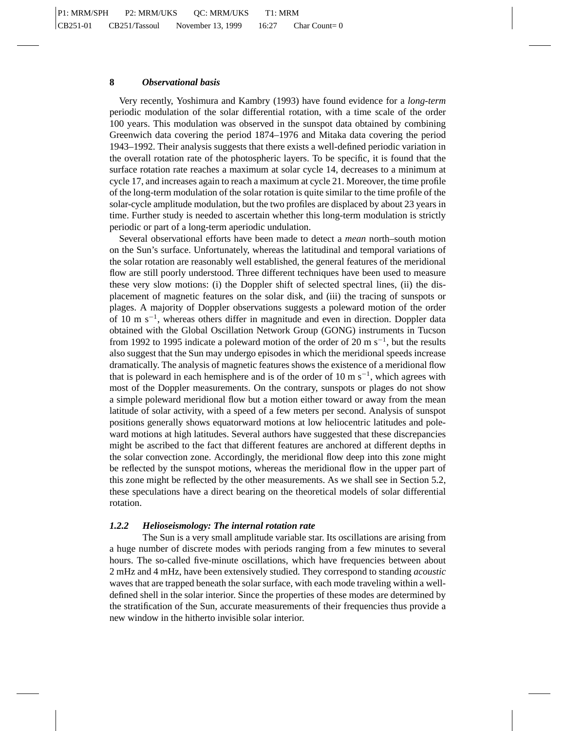Very recently, Yoshimura and Kambry (1993) have found evidence for a *long-term* periodic modulation of the solar differential rotation, with a time scale of the order 100 years. This modulation was observed in the sunspot data obtained by combining Greenwich data covering the period 1874–1976 and Mitaka data covering the period 1943–1992. Their analysis suggests that there exists a well-defined periodic variation in the overall rotation rate of the photospheric layers. To be specific, it is found that the surface rotation rate reaches a maximum at solar cycle 14, decreases to a minimum at cycle 17, and increases again to reach a maximum at cycle 21. Moreover, the time profile of the long-term modulation of the solar rotation is quite similar to the time profile of the solar-cycle amplitude modulation, but the two profiles are displaced by about 23 years in time. Further study is needed to ascertain whether this long-term modulation is strictly periodic or part of a long-term aperiodic undulation.

Several observational efforts have been made to detect a *mean* north–south motion on the Sun's surface. Unfortunately, whereas the latitudinal and temporal variations of the solar rotation are reasonably well established, the general features of the meridional flow are still poorly understood. Three different techniques have been used to measure these very slow motions: (i) the Doppler shift of selected spectral lines, (ii) the displacement of magnetic features on the solar disk, and (iii) the tracing of sunspots or plages. A majority of Doppler observations suggests a poleward motion of the order of 10 m $s^{-1}$, whereas others differ in magnitude and even in direction. Doppler data obtained with the Global Oscillation Network Group (GONG) instruments in Tucson from 1992 to 1995 indicate a poleward motion of the order of 20 m $s^{-1}$, but the results also suggest that the Sun may undergo episodes in which the meridional speeds increase dramatically. The analysis of magnetic features shows the existence of a meridional flow that is poleward in each hemisphere and is of the order of 10 m $s^{-1}$, which agrees with most of the Doppler measurements. On the contrary, sunspots or plages do not show a simple poleward meridional flow but a motion either toward or away from the mean latitude of solar activity, with a speed of a few meters per second. Analysis of sunspot positions generally shows equatorward motions at low heliocentric latitudes and poleward motions at high latitudes. Several authors have suggested that these discrepancies might be ascribed to the fact that different features are anchored at different depths in the solar convection zone. Accordingly, the meridional flow deep into this zone might be reflected by the sunspot motions, whereas the meridional flow in the upper part of this zone might be reflected by the other measurements. As we shall see in Section 5.2, these speculations have a direct bearing on the theoretical models of solar differential rotation.

### 1.2.2 Helioseismology: The internal rotation rate

The Sun is a very small amplitude variable star. Its oscillations are arising from a huge number of discrete modes with periods ranging from a few minutes to several hours. The so-called five-minute oscillations, which have frequencies between about 2 mHz and 4 mHz, have been extensively studied. They correspond to standing *acoustic* waves that are trapped beneath the solar surface, with each mode traveling within a well-defined shell in the solar interior. Since the properties of these modes are determined by the stratification of the Sun, accurate measurements of their frequencies thus provide a new window in the hitherto invisible solar interior.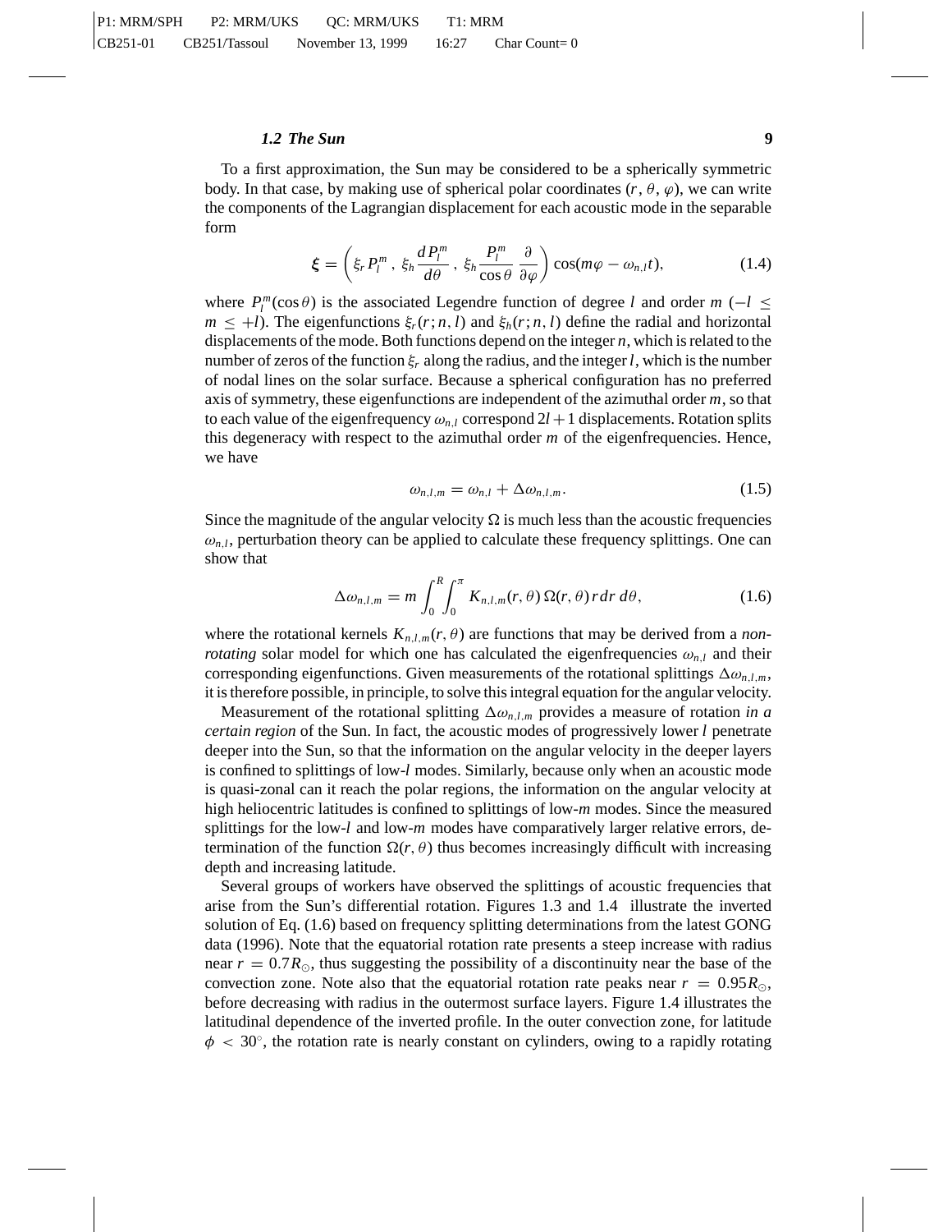To a first approximation, the Sun may be considered to be a spherically symmetric body. In that case, by making use of spherical polar coordinates $(r, \theta, \varphi)$, we can write the components of the Lagrangian displacement for each acoustic mode in the separable form

$$\boldsymbol{\xi} = \left( \xi_r P_l^m \, , \, \xi_h \frac{dP_l^m}{d\theta} \, , \, \xi_h \frac{P_l^m}{\cos\theta} \frac{\partial}{\partial\varphi} \right) \cos(m\varphi - \omega_{n,l} t), \tag{1.4}$$

where $P_l^m(\cos\theta)$ is the associated Legendre function of degree $l$ and order $m$ $(-l \leq m \leq +l)$. The eigenfunctions $\xi_r(r; n, l)$ and $\xi_h(r; n, l)$ define the radial and horizontal displacements of the mode. Both functions depend on the integer $n$, which is related to the number of zeros of the function $\xi_r$ along the radius, and the integer $l$, which is the number of nodal lines on the solar surface. Because a spherical configuration has no preferred axis of symmetry, these eigenfunctions are independent of the azimuthal order $m$, so that to each value of the eigenfrequency $\omega_{n,l}$ correspond $2l + 1$ displacements. Rotation splits this degeneracy with respect to the azimuthal order $m$ of the eigenfrequencies. Hence, we have

$$\omega_{n,l,m} = \omega_{n,l} + \Delta\omega_{n,l,m}. \tag{1.5}$$

Since the magnitude of the angular velocity $\Omega$ is much less than the acoustic frequencies $\omega_{n,l}$, perturbation theory can be applied to calculate these frequency splittings. One can show that

$$\Delta\omega_{n,l,m} = m \int_0^R \int_0^\pi K_{n,l,m}(r, \theta) \, \Omega(r, \theta) \, r dr \, d\theta, \tag{1.6}$$

where the rotational kernels $K_{n,l,m}(r, \theta)$ are functions that may be derived from a *non-rotating* solar model for which one has calculated the eigenfrequencies $\omega_{n,l}$ and their corresponding eigenfunctions. Given measurements of the rotational splittings $\Delta\omega_{n,l,m}$, it is therefore possible, in principle, to solve this integral equation for the angular velocity.

Measurement of the rotational splitting $\Delta\omega_{n,l,m}$ provides a measure of rotation *in a certain region* of the Sun. In fact, the acoustic modes of progressively lower $l$ penetrate deeper into the Sun, so that the information on the angular velocity in the deeper layers is confined to splittings of low-$l$ modes. Similarly, because only when an acoustic mode is quasi-zonal can it reach the polar regions, the information on the angular velocity at high heliocentric latitudes is confined to splittings of low-$m$ modes. Since the measured splittings for the low-$l$ and low-$m$ modes have comparatively larger relative errors, determination of the function $\Omega(r, \theta)$ thus becomes increasingly difficult with increasing depth and increasing latitude.

Several groups of workers have observed the splittings of acoustic frequencies that arise from the Sun's differential rotation. Figures 1.3 and 1.4 illustrate the inverted solution of Eq. (1.6) based on frequency splitting determinations from the latest GONG data (1996). Note that the equatorial rotation rate presents a steep increase with radius near $r = 0.7R_\odot$, thus suggesting the possibility of a discontinuity near the base of the convection zone. Note also that the equatorial rotation rate peaks near $r = 0.95R_\odot$, before decreasing with radius in the outermost surface layers. Figure 1.4 illustrates the latitudinal dependence of the inverted profile. In the outer convection zone, for latitude $\phi < 30^\circ$, the rotation rate is nearly constant on cylinders, owing to a rapidly rotating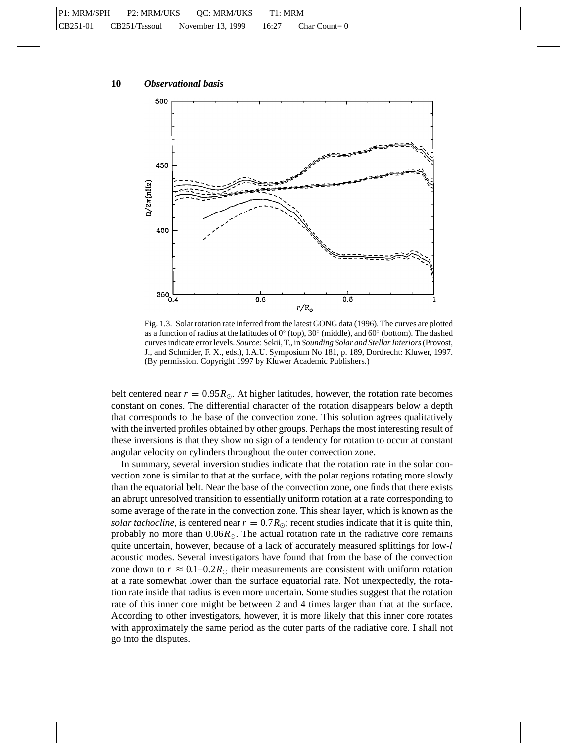500

450

400

350

0.4

0.6

0.8

1

$\Omega/2\pi$(nHz)

r/R$_\odot$

Fig. 1.3. Solar rotation rate inferred from the latest GONG data (1996). The curves are plotted as a function of radius at the latitudes of 0° (top), 30° (middle), and 60° (bottom). The dashed curves indicate error levels. *Source:* Sekii, T., in *Sounding Solar and Stellar Interiors* (Provost, J., and Schmider, F. X., eds.), I.A.U. Symposium No 181, p. 189, Dordrecht: Kluwer, 1997. (By permission. Copyright 1997 by Kluwer Academic Publishers.)

belt centered near $r = 0.95R_\odot$. At higher latitudes, however, the rotation rate becomes constant on cones. The differential character of the rotation disappears below a depth that corresponds to the base of the convection zone. This solution agrees qualitatively with the inverted profiles obtained by other groups. Perhaps the most interesting result of these inversions is that they show no sign of a tendency for rotation to occur at constant angular velocity on cylinders throughout the outer convection zone.

In summary, several inversion studies indicate that the rotation rate in the solar convection zone is similar to that at the surface, with the polar regions rotating more slowly than the equatorial belt. Near the base of the convection zone, one finds that there exists an abrupt unresolved transition to essentially uniform rotation at a rate corresponding to some average of the rate in the convection zone. This shear layer, which is known as the *solar tachocline*, is centered near $r = 0.7R_\odot$; recent studies indicate that it is quite thin, probably no more than $0.06R_\odot$. The actual rotation rate in the radiative core remains quite uncertain, however, because of a lack of accurately measured splittings for low-$l$ acoustic modes. Several investigators have found that from the base of the convection zone down to $r \approx 0.1$–$0.2R_\odot$ their measurements are consistent with uniform rotation at a rate somewhat lower than the surface equatorial rate. Not unexpectedly, the rotation rate inside that radius is even more uncertain. Some studies suggest that the rotation rate of this inner core might be between 2 and 4 times larger than that at the surface. According to other investigators, however, it is more likely that this inner core rotates with approximately the same period as the outer parts of the radiative core. I shall not go into the disputes.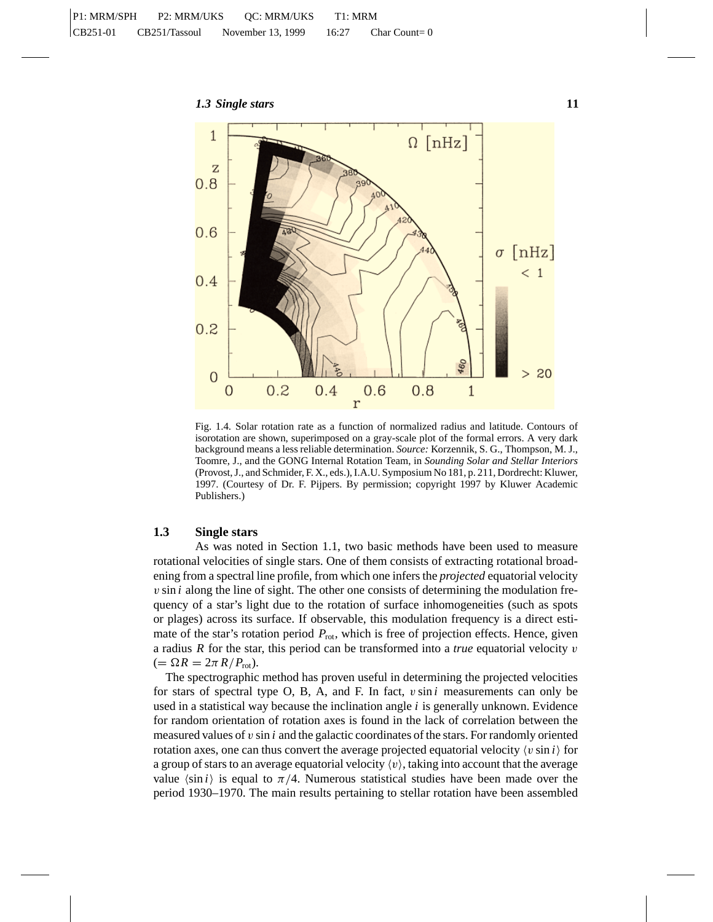Ω [nHz]

z

1

0.8

0.6

0.4

0.2

0

0 0.2 0.4 0.6 0.8 1

r

360 380 390 400 410 420 430 440 450 460 460 460 440 450

σ [nHz]

< 1

> 20

Fig. 1.4. Solar rotation rate as a function of normalized radius and latitude. Contours of isorotation are shown, superimposed on a gray-scale plot of the formal errors. A very dark background means a less reliable determination. *Source:* Korzennik, S. G., Thompson, M. J., Toomre, J., and the GONG Internal Rotation Team, in *Sounding Solar and Stellar Interiors* (Provost, J., and Schmider, F. X., eds.), I.A.U. Symposium No 181, p. 211, Dordrecht: Kluwer, 1997. (Courtesy of Dr. F. Pijpers. By permission; copyright 1997 by Kluwer Academic Publishers.)

## 1.3 Single stars

As was noted in Section 1.1, two basic methods have been used to measure rotational velocities of single stars. One of them consists of extracting rotational broadening from a spectral line profile, from which one infers the *projected* equatorial velocity $v \sin i$ along the line of sight. The other one consists of determining the modulation frequency of a star's light due to the rotation of surface inhomogeneities (such as spots or plages) across its surface. If observable, this modulation frequency is a direct estimate of the star's rotation period $P_{\rm rot}$, which is free of projection effects. Hence, given a radius $R$ for the star, this period can be transformed into a *true* equatorial velocity $v$ $(= \Omega R = 2\pi R/P_{\rm rot})$.

The spectrographic method has proven useful in determining the projected velocities for stars of spectral type O, B, A, and F. In fact, $v \sin i$ measurements can only be used in a statistical way because the inclination angle $i$ is generally unknown. Evidence for random orientation of rotation axes is found in the lack of correlation between the measured values of $v \sin i$ and the galactic coordinates of the stars. For randomly oriented rotation axes, one can thus convert the average projected equatorial velocity $\langle v \sin i \rangle$ for a group of stars to an average equatorial velocity $\langle v \rangle$, taking into account that the average value $\langle \sin i \rangle$ is equal to $\pi/4$. Numerous statistical studies have been made over the period 1930–1970. The main results pertaining to stellar rotation have been assembled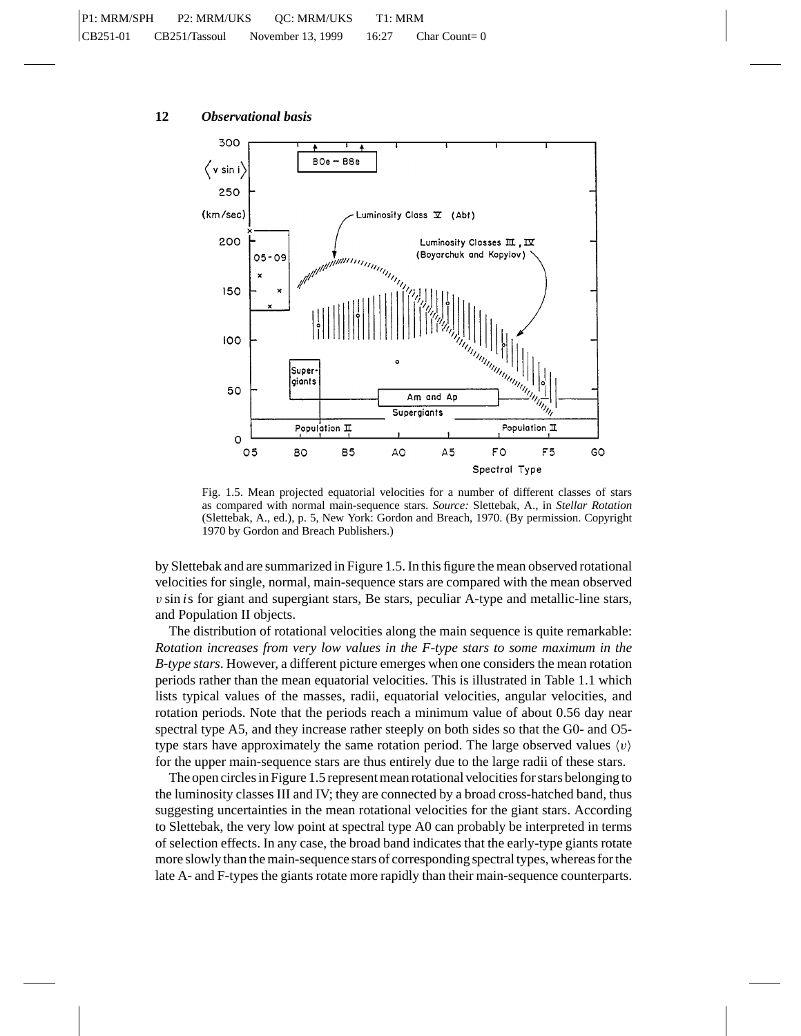300
⟨v sin i⟩
250
(km/sec)
200
150
100
50
0

B0e – B8e
O5-O9
Luminosity Class V (Abt)
Luminosity Classes III, IV
(Boyarchuk and Kopylov)
Super-giants
Am and Ap
Supergiants
Population II
Population II

O5 B0 B5 A0 A5 F0 F5 G0
Spectral Type

Fig. 1.5. Mean projected equatorial velocities for a number of different classes of stars as compared with normal main-sequence stars. *Source:* Slettebak, A., in *Stellar Rotation* (Slettebak, A., ed.), p. 5, New York: Gordon and Breach, 1970. (By permission. Copyright 1970 by Gordon and Breach Publishers.)

by Slettebak and are summarized in Figure 1.5. In this figure the mean observed rotational velocities for single, normal, main-sequence stars are compared with the mean observed $v \sin i$s for giant and supergiant stars, Be stars, peculiar A-type and metallic-line stars, and Population II objects.

The distribution of rotational velocities along the main sequence is quite remarkable: *Rotation increases from very low values in the F-type stars to some maximum in the B-type stars*. However, a different picture emerges when one considers the mean rotation periods rather than the mean equatorial velocities. This is illustrated in Table 1.1 which lists typical values of the masses, radii, equatorial velocities, angular velocities, and rotation periods. Note that the periods reach a minimum value of about 0.56 day near spectral type A5, and they increase rather steeply on both sides so that the G0- and O5-type stars have approximately the same rotation period. The large observed values $\langle v \rangle$ for the upper main-sequence stars are thus entirely due to the large radii of these stars.

The open circles in Figure 1.5 represent mean rotational velocities for stars belonging to the luminosity classes III and IV; they are connected by a broad cross-hatched band, thus suggesting uncertainties in the mean rotational velocities for the giant stars. According to Slettebak, the very low point at spectral type A0 can probably be interpreted in terms of selection effects. In any case, the broad band indicates that the early-type giants rotate more slowly than the main-sequence stars of corresponding spectral types, whereas for the late A- and F-types the giants rotate more rapidly than their main-sequence counterparts.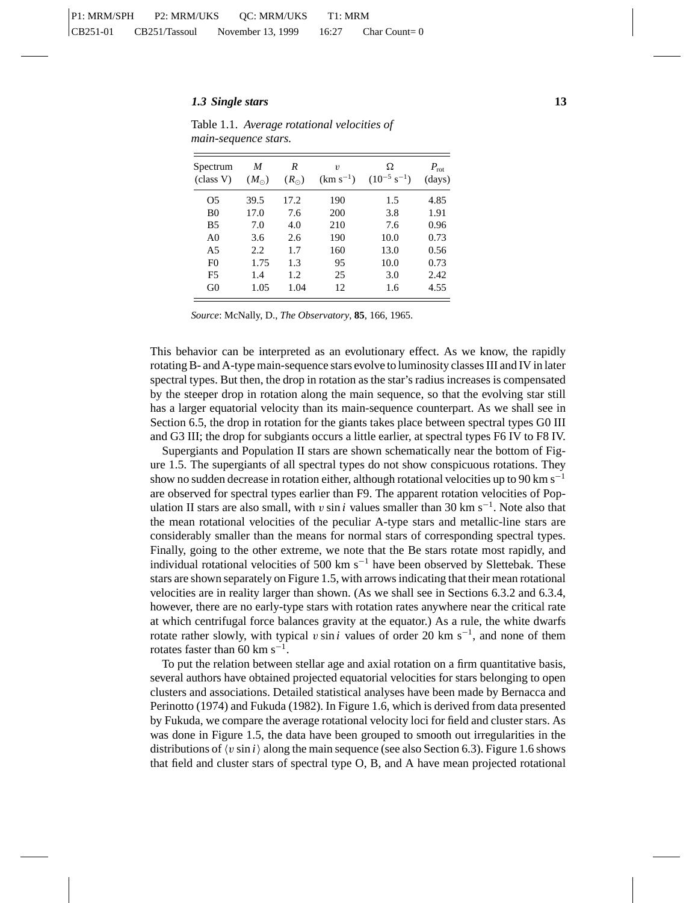Table 1.1. *Average rotational velocities of main-sequence stars.*

| Spectrum (class V) | $M$ ($M_\odot$) | $R$ ($R_\odot$) | $v$ (km s$^{-1}$) | $\Omega$ ($10^{-5}$ s$^{-1}$) | $P_{\rm rot}$ (days) |
|---|---|---|---|---|---|
| O5 | 39.5 | 17.2 | 190 | 1.5 | 4.85 |
| B0 | 17.0 | 7.6 | 200 | 3.8 | 1.91 |
| B5 | 7.0 | 4.0 | 210 | 7.6 | 0.96 |
| A0 | 3.6 | 2.6 | 190 | 10.0 | 0.73 |
| A5 | 2.2 | 1.7 | 160 | 13.0 | 0.56 |
| F0 | 1.75 | 1.3 | 95 | 10.0 | 0.73 |
| F5 | 1.4 | 1.2 | 25 | 3.0 | 2.42 |
| G0 | 1.05 | 1.04 | 12 | 1.6 | 4.55 |

*Source*: McNally, D., *The Observatory*, **85**, 166, 1965.

This behavior can be interpreted as an evolutionary effect. As we know, the rapidly rotating B- and A-type main-sequence stars evolve to luminosity classes III and IV in later spectral types. But then, the drop in rotation as the star's radius increases is compensated by the steeper drop in rotation along the main sequence, so that the evolving star still has a larger equatorial velocity than its main-sequence counterpart. As we shall see in Section 6.5, the drop in rotation for the giants takes place between spectral types G0 III and G3 III; the drop for subgiants occurs a little earlier, at spectral types F6 IV to F8 IV.

Supergiants and Population II stars are shown schematically near the bottom of Figure 1.5. The supergiants of all spectral types do not show conspicuous rotations. They show no sudden decrease in rotation either, although rotational velocities up to 90 km s$^{-1}$ are observed for spectral types earlier than F9. The apparent rotation velocities of Population II stars are also small, with $v \sin i$ values smaller than 30 km s$^{-1}$. Note also that the mean rotational velocities of the peculiar A-type stars and metallic-line stars are considerably smaller than the means for normal stars of corresponding spectral types. Finally, going to the other extreme, we note that the Be stars rotate most rapidly, and individual rotational velocities of 500 km s$^{-1}$ have been observed by Slettebak. These stars are shown separately on Figure 1.5, with arrows indicating that their mean rotational velocities are in reality larger than shown. (As we shall see in Sections 6.3.2 and 6.3.4, however, there are no early-type stars with rotation rates anywhere near the critical rate at which centrifugal force balances gravity at the equator.) As a rule, the white dwarfs rotate rather slowly, with typical $v \sin i$ values of order 20 km s$^{-1}$, and none of them rotates faster than 60 km s$^{-1}$.

To put the relation between stellar age and axial rotation on a firm quantitative basis, several authors have obtained projected equatorial velocities for stars belonging to open clusters and associations. Detailed statistical analyses have been made by Bernacca and Perinotto (1974) and Fukuda (1982). In Figure 1.6, which is derived from data presented by Fukuda, we compare the average rotational velocity loci for field and cluster stars. As was done in Figure 1.5, the data have been grouped to smooth out irregularities in the distributions of $\langle v \sin i \rangle$ along the main sequence (see also Section 6.3). Figure 1.6 shows that field and cluster stars of spectral type O, B, and A have mean projected rotational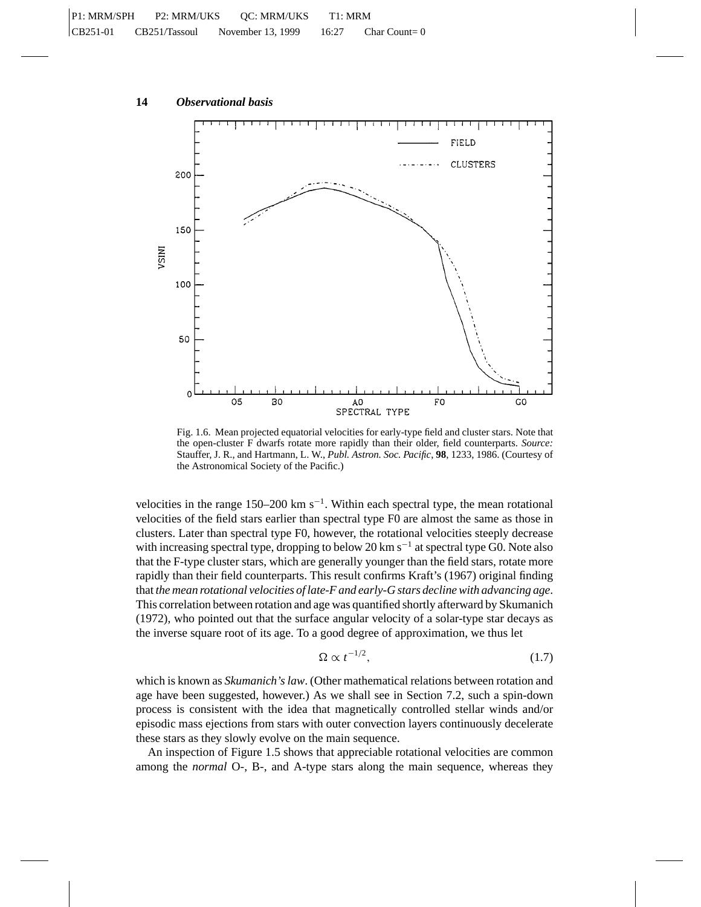FIELD

CLUSTERS

200

150

VSINI

100

50

0

O5 B0 A0 F0 G0

SPECTRAL TYPE

Fig. 1.6. Mean projected equatorial velocities for early-type field and cluster stars. Note that the open-cluster F dwarfs rotate more rapidly than their older, field counterparts. *Source:* Stauffer, J. R., and Hartmann, L. W., *Publ. Astron. Soc. Pacific*, **98**, 1233, 1986. (Courtesy of the Astronomical Society of the Pacific.)

velocities in the range 150–200 km $s^{-1}$. Within each spectral type, the mean rotational velocities of the field stars earlier than spectral type F0 are almost the same as those in clusters. Later than spectral type F0, however, the rotational velocities steeply decrease with increasing spectral type, dropping to below 20 km $s^{-1}$ at spectral type G0. Note also that the F-type cluster stars, which are generally younger than the field stars, rotate more rapidly than their field counterparts. This result confirms Kraft's (1967) original finding that *the mean rotational velocities of late-F and early-G stars decline with advancing age*. This correlation between rotation and age was quantified shortly afterward by Skumanich (1972), who pointed out that the surface angular velocity of a solar-type star decays as the inverse square root of its age. To a good degree of approximation, we thus let

$$\Omega \propto t^{-1/2}, \tag{1.7}$$

which is known as *Skumanich's law*. (Other mathematical relations between rotation and age have been suggested, however.) As we shall see in Section 7.2, such a spin-down process is consistent with the idea that magnetically controlled stellar winds and/or episodic mass ejections from stars with outer convection layers continuously decelerate these stars as they slowly evolve on the main sequence.

An inspection of Figure 1.5 shows that appreciable rotational velocities are common among the *normal* O-, B-, and A-type stars along the main sequence, whereas they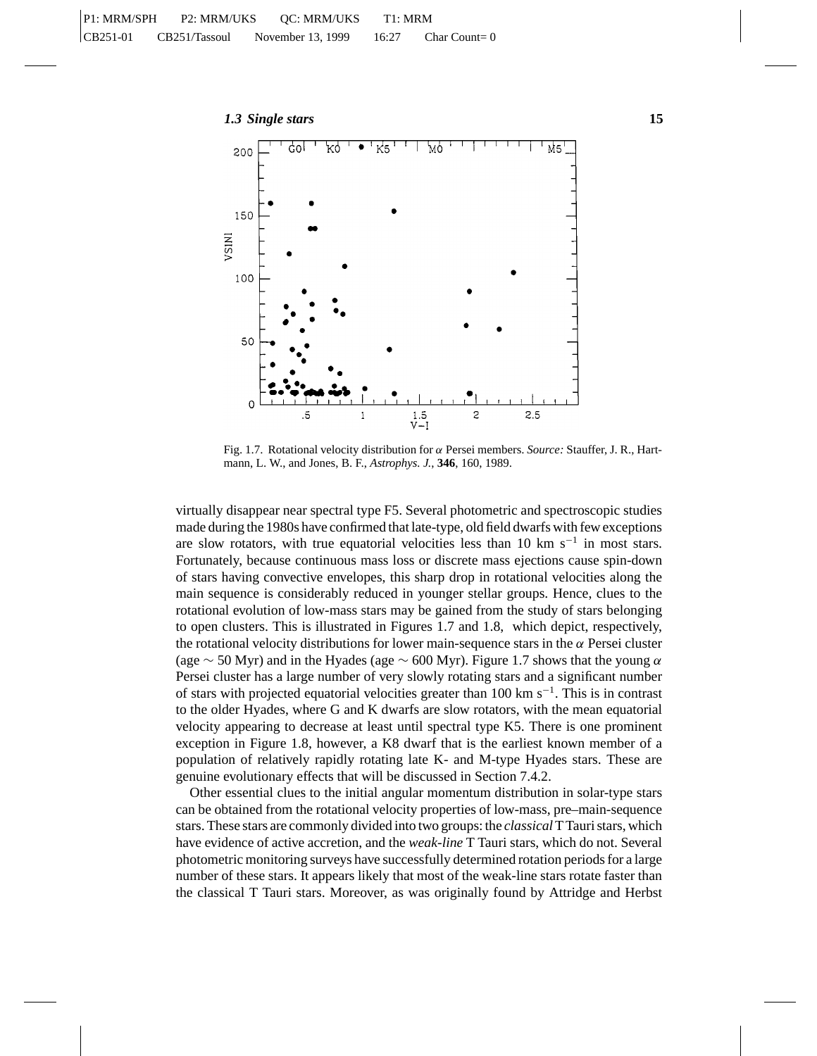G0 K0 K5 M0 M5

200

150

VSINI

100

50

0

.5 1 1.5 2 2.5

V−I

Fig. 1.7. Rotational velocity distribution for $\alpha$ Persei members. *Source:* Stauffer, J. R., Hartmann, L. W., and Jones, B. F., *Astrophys. J.*, **346**, 160, 1989.

virtually disappear near spectral type F5. Several photometric and spectroscopic studies made during the 1980s have confirmed that late-type, old field dwarfs with few exceptions are slow rotators, with true equatorial velocities less than 10 km s$^{-1}$ in most stars. Fortunately, because continuous mass loss or discrete mass ejections cause spin-down of stars having convective envelopes, this sharp drop in rotational velocities along the main sequence is considerably reduced in younger stellar groups. Hence, clues to the rotational evolution of low-mass stars may be gained from the study of stars belonging to open clusters. This is illustrated in Figures 1.7 and 1.8, which depict, respectively, the rotational velocity distributions for lower main-sequence stars in the $\alpha$ Persei cluster (age $\sim$ 50 Myr) and in the Hyades (age $\sim$ 600 Myr). Figure 1.7 shows that the young $\alpha$ Persei cluster has a large number of very slowly rotating stars and a significant number of stars with projected equatorial velocities greater than 100 km s$^{-1}$. This is in contrast to the older Hyades, where G and K dwarfs are slow rotators, with the mean equatorial velocity appearing to decrease at least until spectral type K5. There is one prominent exception in Figure 1.8, however, a K8 dwarf that is the earliest known member of a population of relatively rapidly rotating late K- and M-type Hyades stars. These are genuine evolutionary effects that will be discussed in Section 7.4.2.

Other essential clues to the initial angular momentum distribution in solar-type stars can be obtained from the rotational velocity properties of low-mass, pre–main-sequence stars. These stars are commonly divided into two groups: the *classical* T Tauri stars, which have evidence of active accretion, and the *weak-line* T Tauri stars, which do not. Several photometric monitoring surveys have successfully determined rotation periods for a large number of these stars. It appears likely that most of the weak-line stars rotate faster than the classical T Tauri stars. Moreover, as was originally found by Attridge and Herbst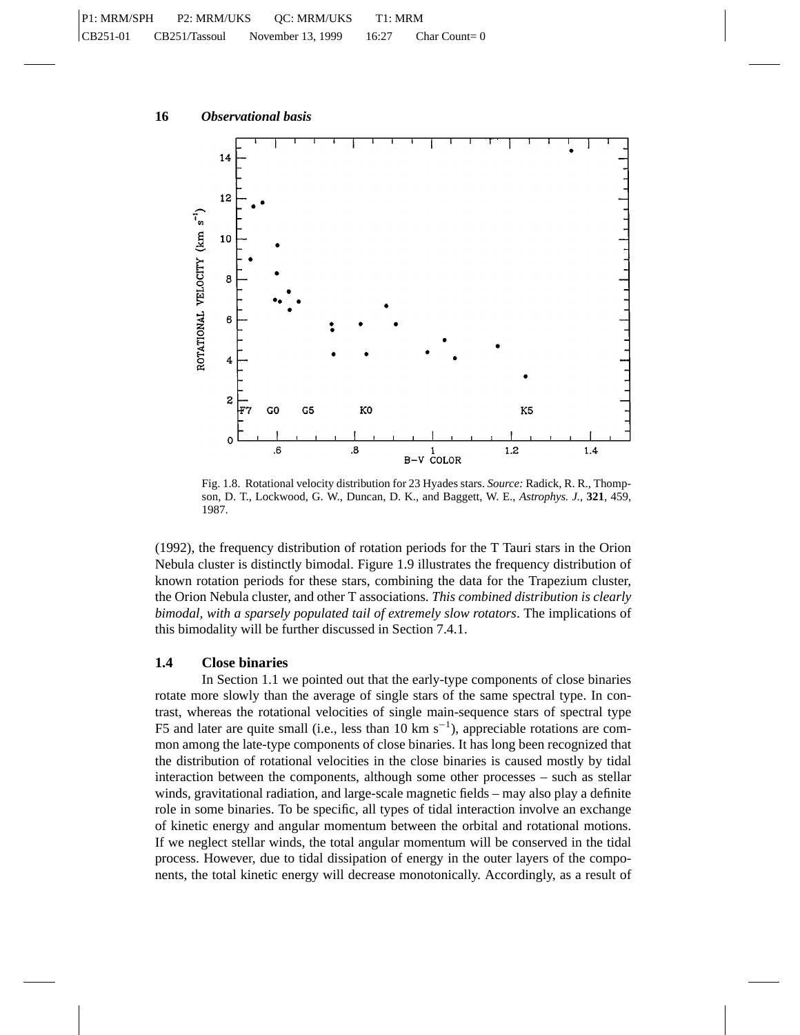ROTATIONAL VELOCITY (km s$^{-1}$)

14

12

10

8

6

4

2

0

F7 G0 G5 K0 K5

.6 .8 1 1.2 1.4

B−V COLOR

Fig. 1.8. Rotational velocity distribution for 23 Hyades stars. *Source:* Radick, R. R., Thompson, D. T., Lockwood, G. W., Duncan, D. K., and Baggett, W. E., *Astrophys. J.*, **321**, 459, 1987.

(1992), the frequency distribution of rotation periods for the T Tauri stars in the Orion Nebula cluster is distinctly bimodal. Figure 1.9 illustrates the frequency distribution of known rotation periods for these stars, combining the data for the Trapezium cluster, the Orion Nebula cluster, and other T associations. *This combined distribution is clearly bimodal, with a sparsely populated tail of extremely slow rotators*. The implications of this bimodality will be further discussed in Section 7.4.1.

## 1.4 Close binaries

In Section 1.1 we pointed out that the early-type components of close binaries rotate more slowly than the average of single stars of the same spectral type. In contrast, whereas the rotational velocities of single main-sequence stars of spectral type F5 and later are quite small (i.e., less than 10 km s$^{-1}$), appreciable rotations are common among the late-type components of close binaries. It has long been recognized that the distribution of rotational velocities in the close binaries is caused mostly by tidal interaction between the components, although some other processes – such as stellar winds, gravitational radiation, and large-scale magnetic fields – may also play a definite role in some binaries. To be specific, all types of tidal interaction involve an exchange of kinetic energy and angular momentum between the orbital and rotational motions. If we neglect stellar winds, the total angular momentum will be conserved in the tidal process. However, due to tidal dissipation of energy in the outer layers of the components, the total kinetic energy will decrease monotonically. Accordingly, as a result of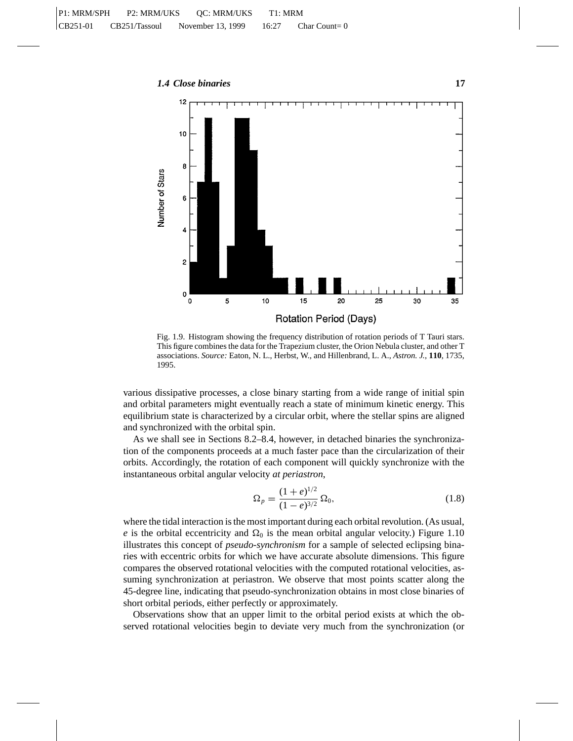12

10

8

6

4

2

0

Number of Stars

0 5 10 15 20 25 30 35

Rotation Period (Days)

Fig. 1.9. Histogram showing the frequency distribution of rotation periods of T Tauri stars. This figure combines the data for the Trapezium cluster, the Orion Nebula cluster, and other T associations. *Source:* Eaton, N. L., Herbst, W., and Hillenbrand, L. A., *Astron. J.*, **110**, 1735, 1995.

various dissipative processes, a close binary starting from a wide range of initial spin and orbital parameters might eventually reach a state of minimum kinetic energy. This equilibrium state is characterized by a circular orbit, where the stellar spins are aligned and synchronized with the orbital spin.

As we shall see in Sections 8.2–8.4, however, in detached binaries the synchronization of the components proceeds at a much faster pace than the circularization of their orbits. Accordingly, the rotation of each component will quickly synchronize with the instantaneous orbital angular velocity *at periastron*,

$$\Omega_p = \frac{(1+e)^{1/2}}{(1-e)^{3/2}}\,\Omega_0, \tag{1.8}$$

where the tidal interaction is the most important during each orbital revolution. (As usual, $e$ is the orbital eccentricity and $\Omega_0$ is the mean orbital angular velocity.) Figure 1.10 illustrates this concept of *pseudo-synchronism* for a sample of selected eclipsing binaries with eccentric orbits for which we have accurate absolute dimensions. This figure compares the observed rotational velocities with the computed rotational velocities, assuming synchronization at periastron. We observe that most points scatter along the 45-degree line, indicating that pseudo-synchronization obtains in most close binaries of short orbital periods, either perfectly or approximately.

Observations show that an upper limit to the orbital period exists at which the observed rotational velocities begin to deviate very much from the synchronization (or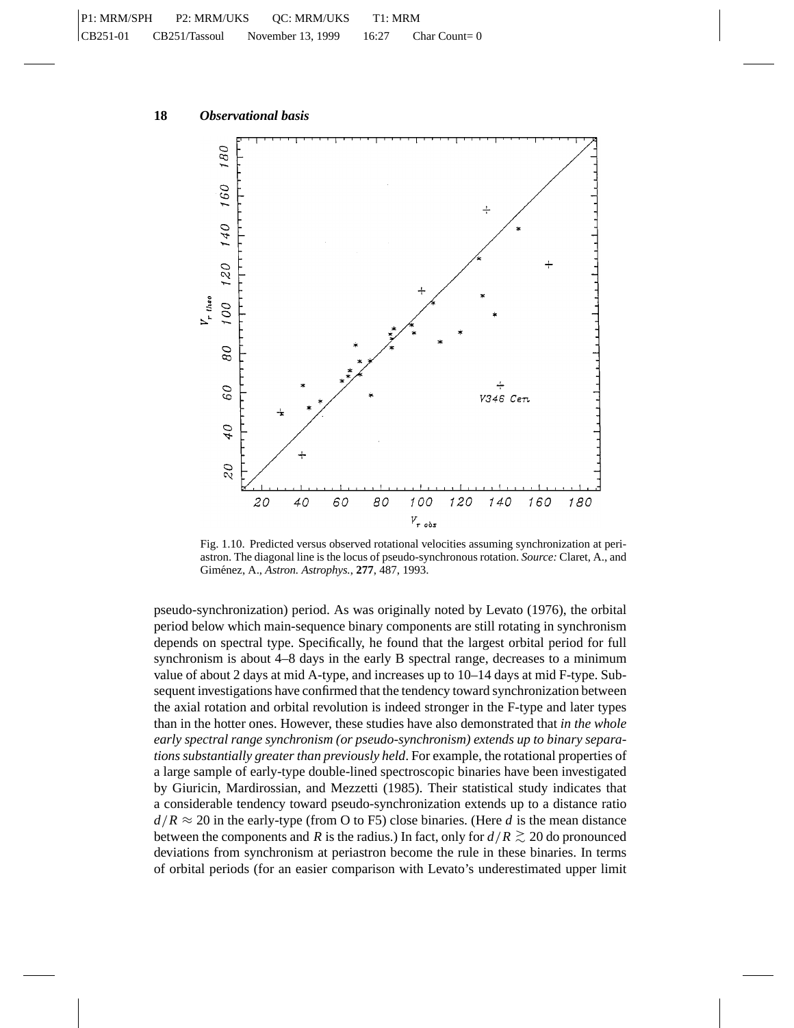V346 Cen

20 40 60 80 100 120 140 160 180

$V_{r\ obs}$

$V_{r\ theo}$

Fig. 1.10. Predicted versus observed rotational velocities assuming synchronization at periastron. The diagonal line is the locus of pseudo-synchronous rotation. *Source:* Claret, A., and Giménez, A., *Astron. Astrophys.*, **277**, 487, 1993.

pseudo-synchronization) period. As was originally noted by Levato (1976), the orbital period below which main-sequence binary components are still rotating in synchronism depends on spectral type. Specifically, he found that the largest orbital period for full synchronism is about 4–8 days in the early B spectral range, decreases to a minimum value of about 2 days at mid A-type, and increases up to 10–14 days at mid F-type. Subsequent investigations have confirmed that the tendency toward synchronization between the axial rotation and orbital revolution is indeed stronger in the F-type and later types than in the hotter ones. However, these studies have also demonstrated that *in the whole early spectral range synchronism (or pseudo-synchronism) extends up to binary separations substantially greater than previously held*. For example, the rotational properties of a large sample of early-type double-lined spectroscopic binaries have been investigated by Giuricin, Mardirossian, and Mezzetti (1985). Their statistical study indicates that a considerable tendency toward pseudo-synchronization extends up to a distance ratio $d/R \approx 20$ in the early-type (from O to F5) close binaries. (Here $d$ is the mean distance between the components and $R$ is the radius.) In fact, only for $d/R \gtrsim 20$ do pronounced deviations from synchronism at periastron become the rule in these binaries. In terms of orbital periods (for an easier comparison with Levato's underestimated upper limit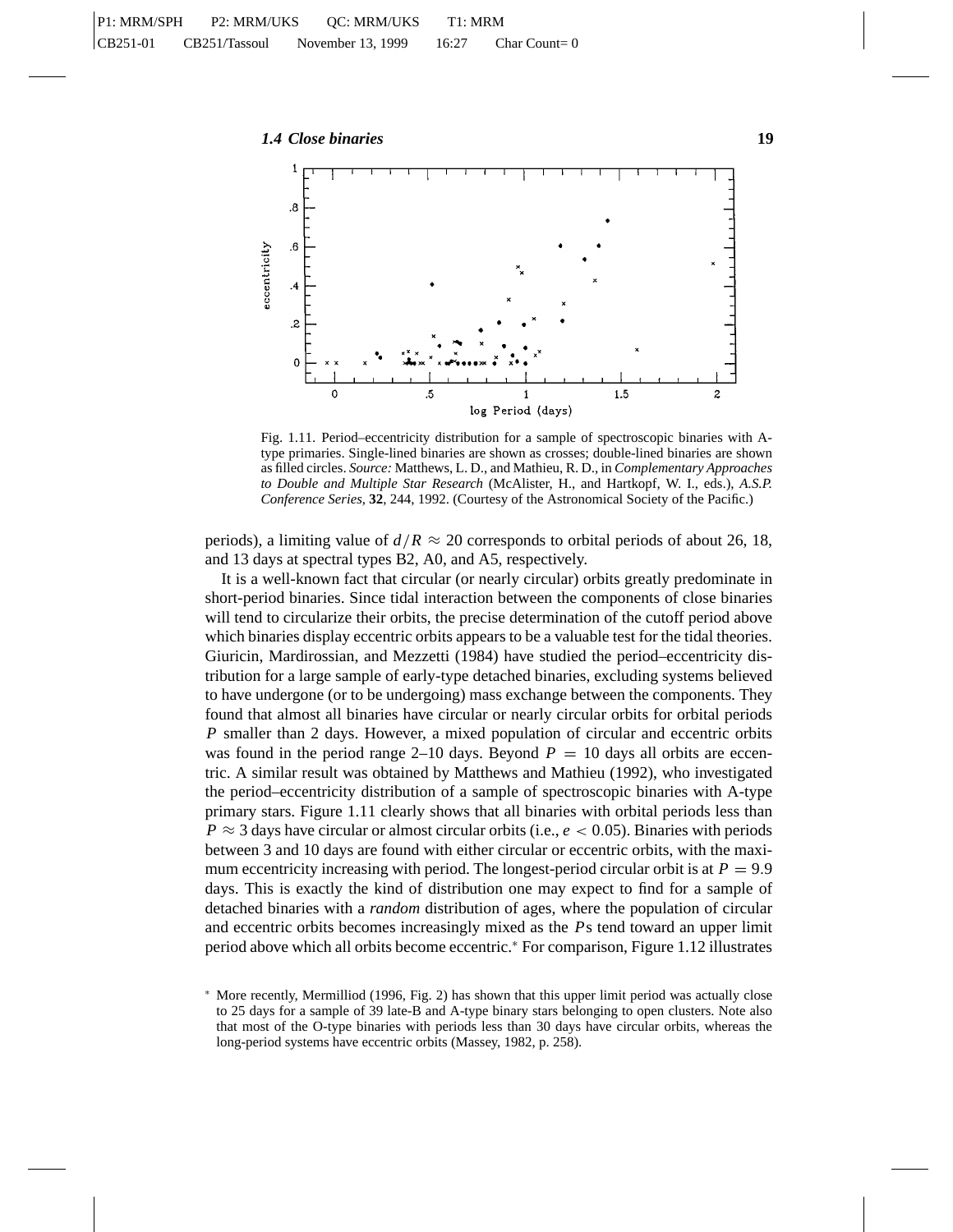1
.8
.6
.4
.2
0

eccentricity

0
.5
1
1.5
2

log Period (days)

Fig. 1.11. Period–eccentricity distribution for a sample of spectroscopic binaries with A-type primaries. Single-lined binaries are shown as crosses; double-lined binaries are shown as filled circles. *Source:* Matthews, L. D., and Mathieu, R. D., in *Complementary Approaches to Double and Multiple Star Research* (McAlister, H., and Hartkopf, W. I., eds.), *A.S.P. Conference Series*, **32**, 244, 1992. (Courtesy of the Astronomical Society of the Pacific.)

periods), a limiting value of $d/R \approx 20$ corresponds to orbital periods of about 26, 18, and 13 days at spectral types B2, A0, and A5, respectively.

It is a well-known fact that circular (or nearly circular) orbits greatly predominate in short-period binaries. Since tidal interaction between the components of close binaries will tend to circularize their orbits, the precise determination of the cutoff period above which binaries display eccentric orbits appears to be a valuable test for the tidal theories. Giuricin, Mardirossian, and Mezzetti (1984) have studied the period–eccentricity distribution for a large sample of early-type detached binaries, excluding systems believed to have undergone (or to be undergoing) mass exchange between the components. They found that almost all binaries have circular or nearly circular orbits for orbital periods $P$ smaller than 2 days. However, a mixed population of circular and eccentric orbits was found in the period range 2–10 days. Beyond $P = 10$ days all orbits are eccentric. A similar result was obtained by Matthews and Mathieu (1992), who investigated the period–eccentricity distribution of a sample of spectroscopic binaries with A-type primary stars. Figure 1.11 clearly shows that all binaries with orbital periods less than $P \approx 3$ days have circular or almost circular orbits (i.e., $e < 0.05$). Binaries with periods between 3 and 10 days are found with either circular or eccentric orbits, with the maximum eccentricity increasing with period. The longest-period circular orbit is at $P = 9.9$ days. This is exactly the kind of distribution one may expect to find for a sample of detached binaries with a *random* distribution of ages, where the population of circular and eccentric orbits becomes increasingly mixed as the $P$s tend toward an upper limit period above which all orbits become eccentric.* For comparison, Figure 1.12 illustrates

* More recently, Mermilliod (1996, Fig. 2) has shown that this upper limit period was actually close to 25 days for a sample of 39 late-B and A-type binary stars belonging to open clusters. Note also that most of the O-type binaries with periods less than 30 days have circular orbits, whereas the long-period systems have eccentric orbits (Massey, 1982, p. 258).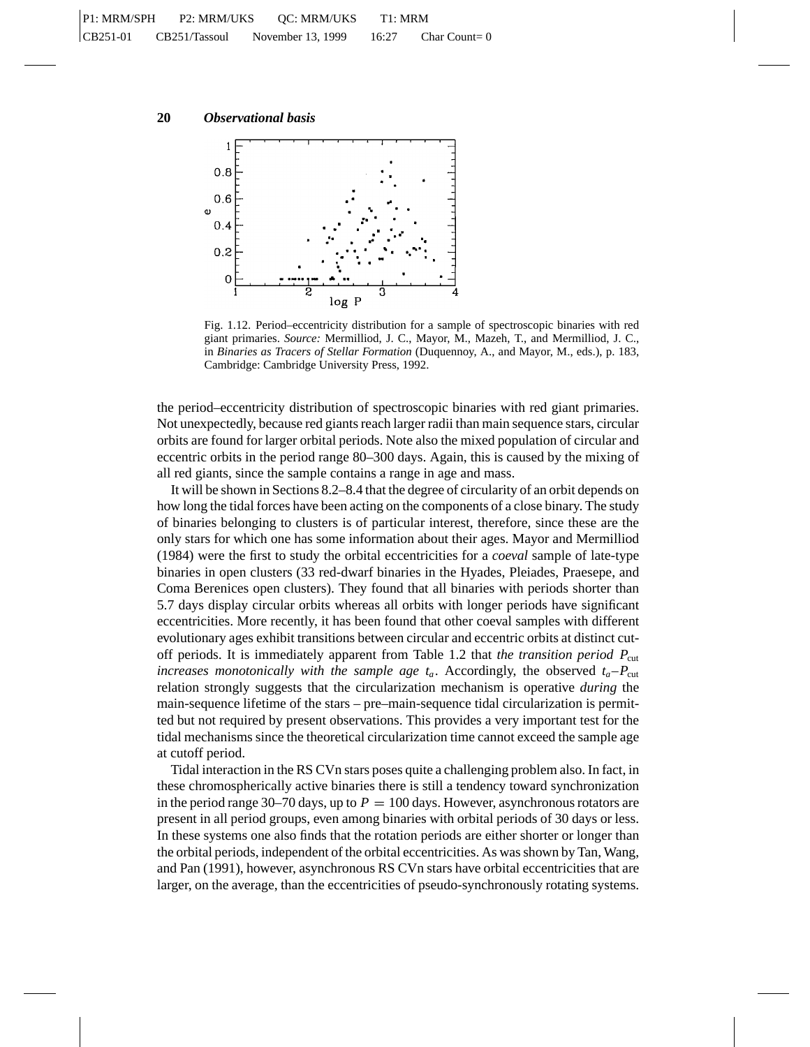1
0.8
0.6
0.4
0.2
0
e
1
2
3
4
log P

Fig. 1.12. Period–eccentricity distribution for a sample of spectroscopic binaries with red giant primaries. *Source:* Mermilliod, J. C., Mayor, M., Mazeh, T., and Mermilliod, J. C., in *Binaries as Tracers of Stellar Formation* (Duquennoy, A., and Mayor, M., eds.), p. 183, Cambridge: Cambridge University Press, 1992.

the period–eccentricity distribution of spectroscopic binaries with red giant primaries. Not unexpectedly, because red giants reach larger radii than main sequence stars, circular orbits are found for larger orbital periods. Note also the mixed population of circular and eccentric orbits in the period range 80–300 days. Again, this is caused by the mixing of all red giants, since the sample contains a range in age and mass.

It will be shown in Sections 8.2–8.4 that the degree of circularity of an orbit depends on how long the tidal forces have been acting on the components of a close binary. The study of binaries belonging to clusters is of particular interest, therefore, since these are the only stars for which one has some information about their ages. Mayor and Mermilliod (1984) were the first to study the orbital eccentricities for a *coeval* sample of late-type binaries in open clusters (33 red-dwarf binaries in the Hyades, Pleiades, Praesepe, and Coma Berenices open clusters). They found that all binaries with periods shorter than 5.7 days display circular orbits whereas all orbits with longer periods have significant eccentricities. More recently, it has been found that other coeval samples with different evolutionary ages exhibit transitions between circular and eccentric orbits at distinct cut-off periods. It is immediately apparent from Table 1.2 that *the transition period $P_{cut}$ increases monotonically with the sample age $t_a$*. Accordingly, the observed $t_a$–$P_{cut}$ relation strongly suggests that the circularization mechanism is operative *during* the main-sequence lifetime of the stars – pre–main-sequence tidal circularization is permitted but not required by present observations. This provides a very important test for the tidal mechanisms since the theoretical circularization time cannot exceed the sample age at cutoff period.

Tidal interaction in the RS CVn stars poses quite a challenging problem also. In fact, in these chromospherically active binaries there is still a tendency toward synchronization in the period range 30–70 days, up to $P = 100$ days. However, asynchronous rotators are present in all period groups, even among binaries with orbital periods of 30 days or less. In these systems one also finds that the rotation periods are either shorter or longer than the orbital periods, independent of the orbital eccentricities. As was shown by Tan, Wang, and Pan (1991), however, asynchronous RS CVn stars have orbital eccentricities that are larger, on the average, than the eccentricities of pseudo-synchronously rotating systems.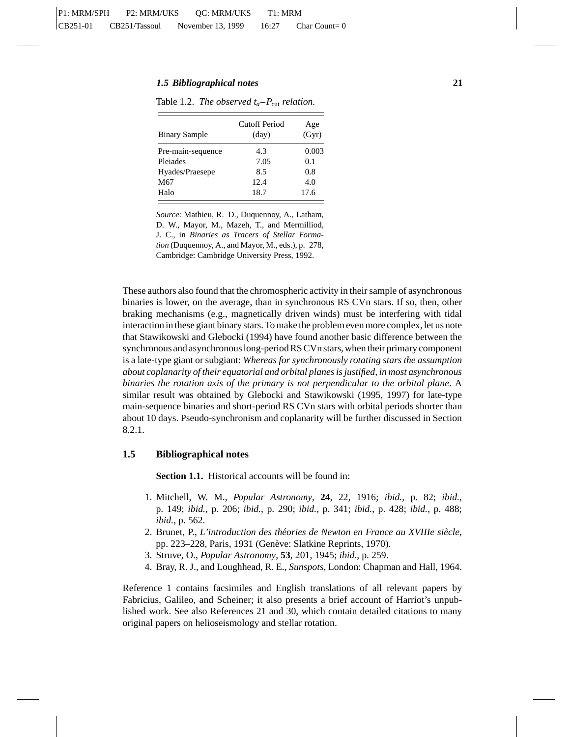Table 1.2. *The observed $t_a$–$P_{\mathrm{cut}}$ relation.*

| Binary Sample | Cutoff Period (day) | Age (Gyr) |
|---|---|---|
| Pre-main-sequence | 4.3 | 0.003 |
| Pleiades | 7.05 | 0.1 |
| Hyades/Praesepe | 8.5 | 0.8 |
| M67 | 12.4 | 4.0 |
| Halo | 18.7 | 17.6 |

*Source*: Mathieu, R. D., Duquennoy, A., Latham, D. W., Mayor, M., Mazeh, T., and Mermilliod, J. C., in *Binaries as Tracers of Stellar Formation* (Duquennoy, A., and Mayor, M., eds.), p. 278, Cambridge: Cambridge University Press, 1992.

These authors also found that the chromospheric activity in their sample of asynchronous binaries is lower, on the average, than in synchronous RS CVn stars. If so, then, other braking mechanisms (e.g., magnetically driven winds) must be interfering with tidal interaction in these giant binary stars. To make the problem even more complex, let us note that Stawikowski and Glebocki (1994) have found another basic difference between the synchronous and asynchronous long-period RS CVn stars, when their primary component is a late-type giant or subgiant: *Whereas for synchronously rotating stars the assumption about coplanarity of their equatorial and orbital planes is justified, in most asynchronous binaries the rotation axis of the primary is not perpendicular to the orbital plane*. A similar result was obtained by Glebocki and Stawikowski (1995, 1997) for late-type main-sequence binaries and short-period RS CVn stars with orbital periods shorter than about 10 days. Pseudo-synchronism and coplanarity will be further discussed in Section 8.2.1.

## 1.5 Bibliographical notes

**Section 1.1.** Historical accounts will be found in:

1. Mitchell, W. M., *Popular Astronomy*, **24**, 22, 1916; *ibid.*, p. 82; *ibid.*, p. 149; *ibid.*, p. 206; *ibid.*, p. 290; *ibid.*, p. 341; *ibid.*, p. 428; *ibid.*, p. 488; *ibid.*, p. 562.
2. Brunet, P., *L'introduction des théories de Newton en France au XVIIIe siècle*, pp. 223–228, Paris, 1931 (Genève: Slatkine Reprints, 1970).
3. Struve, O., *Popular Astronomy*, **53**, 201, 1945; *ibid.*, p. 259.
4. Bray, R. J., and Loughhead, R. E., *Sunspots*, London: Chapman and Hall, 1964.

Reference 1 contains facsimiles and English translations of all relevant papers by Fabricius, Galileo, and Scheiner; it also presents a brief account of Harriot's unpublished work. See also References 21 and 30, which contain detailed citations to many original papers on helioseismology and stellar rotation.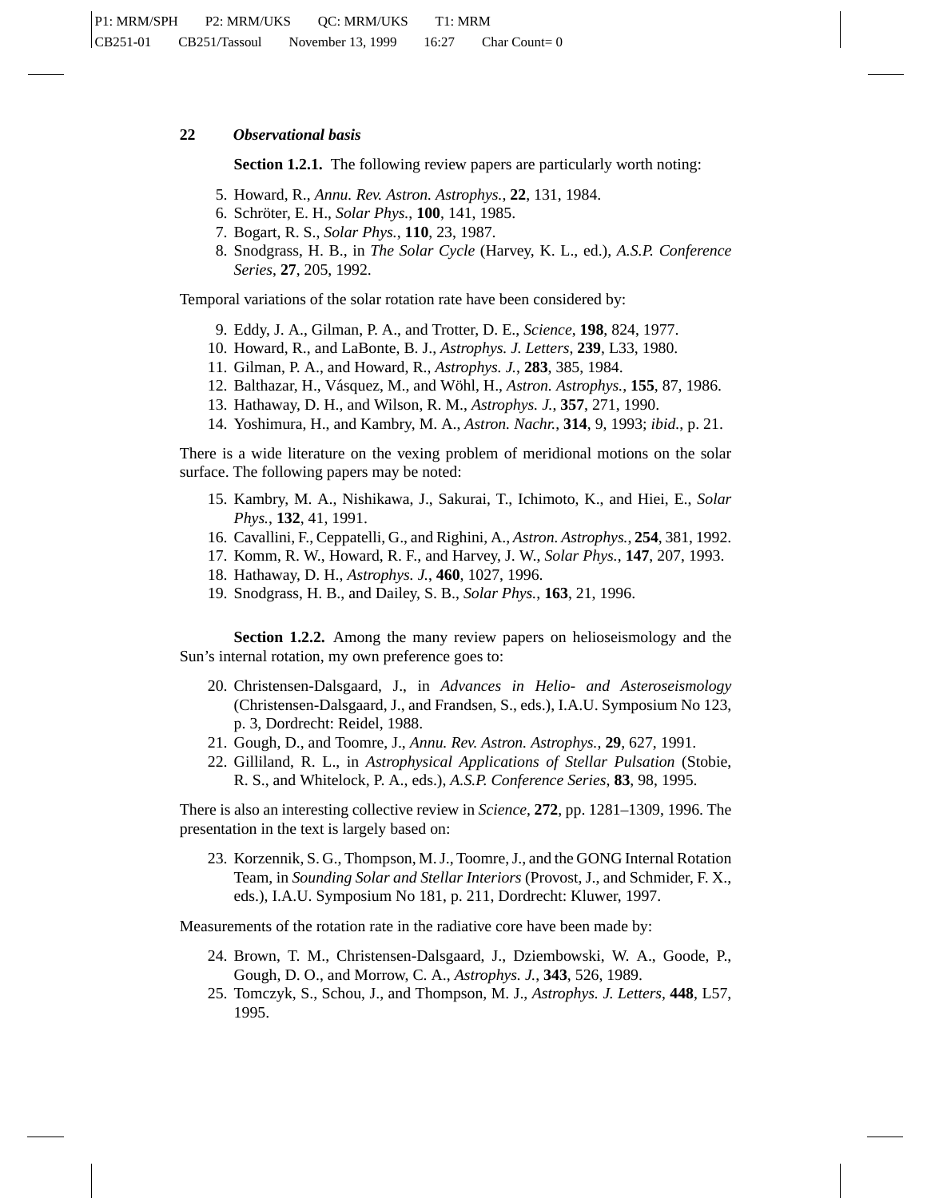**Section 1.2.1.** The following review papers are particularly worth noting:

5. Howard, R., *Annu. Rev. Astron. Astrophys.*, **22**, 131, 1984.
6. Schröter, E. H., *Solar Phys.*, **100**, 141, 1985.
7. Bogart, R. S., *Solar Phys.*, **110**, 23, 1987.
8. Snodgrass, H. B., in *The Solar Cycle* (Harvey, K. L., ed.), *A.S.P. Conference Series*, **27**, 205, 1992.

Temporal variations of the solar rotation rate have been considered by:

9. Eddy, J. A., Gilman, P. A., and Trotter, D. E., *Science*, **198**, 824, 1977.
10. Howard, R., and LaBonte, B. J., *Astrophys. J. Letters*, **239**, L33, 1980.
11. Gilman, P. A., and Howard, R., *Astrophys. J.*, **283**, 385, 1984.
12. Balthazar, H., Vásquez, M., and Wöhl, H., *Astron. Astrophys.*, **155**, 87, 1986.
13. Hathaway, D. H., and Wilson, R. M., *Astrophys. J.*, **357**, 271, 1990.
14. Yoshimura, H., and Kambry, M. A., *Astron. Nachr.*, **314**, 9, 1993; *ibid.*, p. 21.

There is a wide literature on the vexing problem of meridional motions on the solar surface. The following papers may be noted:

15. Kambry, M. A., Nishikawa, J., Sakurai, T., Ichimoto, K., and Hiei, E., *Solar Phys.*, **132**, 41, 1991.
16. Cavallini, F., Ceppatelli, G., and Righini, A., *Astron. Astrophys.*, **254**, 381, 1992.
17. Komm, R. W., Howard, R. F., and Harvey, J. W., *Solar Phys.*, **147**, 207, 1993.
18. Hathaway, D. H., *Astrophys. J.*, **460**, 1027, 1996.
19. Snodgrass, H. B., and Dailey, S. B., *Solar Phys.*, **163**, 21, 1996.

**Section 1.2.2.** Among the many review papers on helioseismology and the Sun's internal rotation, my own preference goes to:

20. Christensen-Dalsgaard, J., in *Advances in Helio- and Asteroseismology* (Christensen-Dalsgaard, J., and Frandsen, S., eds.), I.A.U. Symposium No 123, p. 3, Dordrecht: Reidel, 1988.
21. Gough, D., and Toomre, J., *Annu. Rev. Astron. Astrophys.*, **29**, 627, 1991.
22. Gilliland, R. L., in *Astrophysical Applications of Stellar Pulsation* (Stobie, R. S., and Whitelock, P. A., eds.), *A.S.P. Conference Series*, **83**, 98, 1995.

There is also an interesting collective review in *Science*, **272**, pp. 1281–1309, 1996. The presentation in the text is largely based on:

23. Korzennik, S. G., Thompson, M. J., Toomre, J., and the GONG Internal Rotation Team, in *Sounding Solar and Stellar Interiors* (Provost, J., and Schmider, F. X., eds.), I.A.U. Symposium No 181, p. 211, Dordrecht: Kluwer, 1997.

Measurements of the rotation rate in the radiative core have been made by:

24. Brown, T. M., Christensen-Dalsgaard, J., Dziembowski, W. A., Goode, P., Gough, D. O., and Morrow, C. A., *Astrophys. J.*, **343**, 526, 1989.
25. Tomczyk, S., Schou, J., and Thompson, M. J., *Astrophys. J. Letters*, **448**, L57, 1995.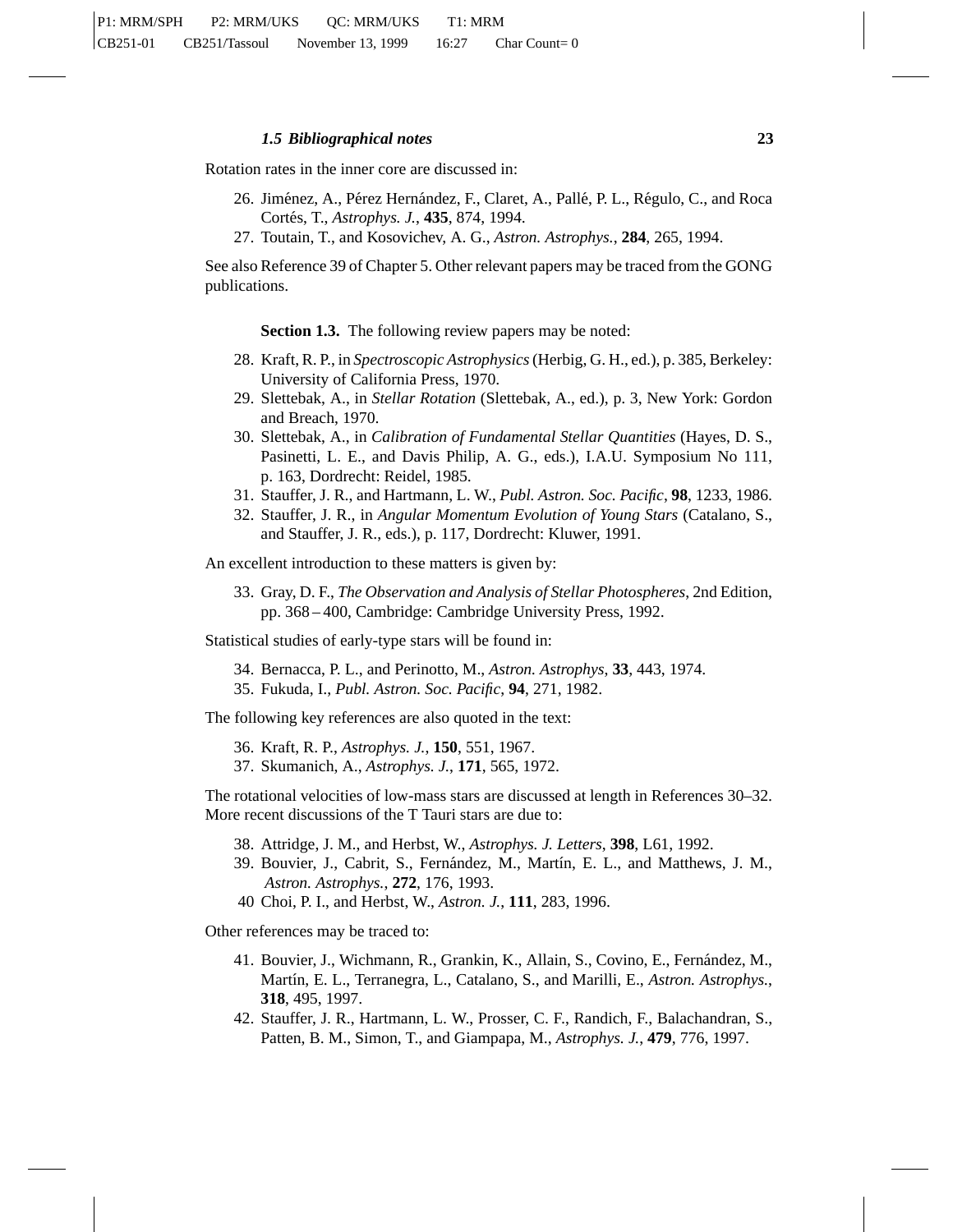Rotation rates in the inner core are discussed in:

26. Jiménez, A., Pérez Hernández, F., Claret, A., Pallé, P. L., Régulo, C., and Roca Cortés, T., *Astrophys. J.*, **435**, 874, 1994.
27. Toutain, T., and Kosovichev, A. G., *Astron. Astrophys.*, **284**, 265, 1994.

See also Reference 39 of Chapter 5. Other relevant papers may be traced from the GONG publications.

**Section 1.3.** The following review papers may be noted:

28. Kraft, R. P., in *Spectroscopic Astrophysics* (Herbig, G. H., ed.), p. 385, Berkeley: University of California Press, 1970.
29. Slettebak, A., in *Stellar Rotation* (Slettebak, A., ed.), p. 3, New York: Gordon and Breach, 1970.
30. Slettebak, A., in *Calibration of Fundamental Stellar Quantities* (Hayes, D. S., Pasinetti, L. E., and Davis Philip, A. G., eds.), I.A.U. Symposium No 111, p. 163, Dordrecht: Reidel, 1985.
31. Stauffer, J. R., and Hartmann, L. W., *Publ. Astron. Soc. Pacific*, **98**, 1233, 1986.
32. Stauffer, J. R., in *Angular Momentum Evolution of Young Stars* (Catalano, S., and Stauffer, J. R., eds.), p. 117, Dordrecht: Kluwer, 1991.

An excellent introduction to these matters is given by:

33. Gray, D. F., *The Observation and Analysis of Stellar Photospheres*, 2nd Edition, pp. 368 – 400, Cambridge: Cambridge University Press, 1992.

Statistical studies of early-type stars will be found in:

34. Bernacca, P. L., and Perinotto, M., *Astron. Astrophys*, **33**, 443, 1974.
35. Fukuda, I., *Publ. Astron. Soc. Pacific*, **94**, 271, 1982.

The following key references are also quoted in the text:

36. Kraft, R. P., *Astrophys. J.*, **150**, 551, 1967.
37. Skumanich, A., *Astrophys. J.*, **171**, 565, 1972.

The rotational velocities of low-mass stars are discussed at length in References 30–32. More recent discussions of the T Tauri stars are due to:

38. Attridge, J. M., and Herbst, W., *Astrophys. J. Letters*, **398**, L61, 1992.
39. Bouvier, J., Cabrit, S., Fernández, M., Martín, E. L., and Matthews, J. M., *Astron. Astrophys.*, **272**, 176, 1993.
40 Choi, P. I., and Herbst, W., *Astron. J.*, **111**, 283, 1996.

Other references may be traced to:

41. Bouvier, J., Wichmann, R., Grankin, K., Allain, S., Covino, E., Fernández, M., Martín, E. L., Terranegra, L., Catalano, S., and Marilli, E., *Astron. Astrophys.*, **318**, 495, 1997.
42. Stauffer, J. R., Hartmann, L. W., Prosser, C. F., Randich, F., Balachandran, S., Patten, B. M., Simon, T., and Giampapa, M., *Astrophys. J.*, **479**, 776, 1997.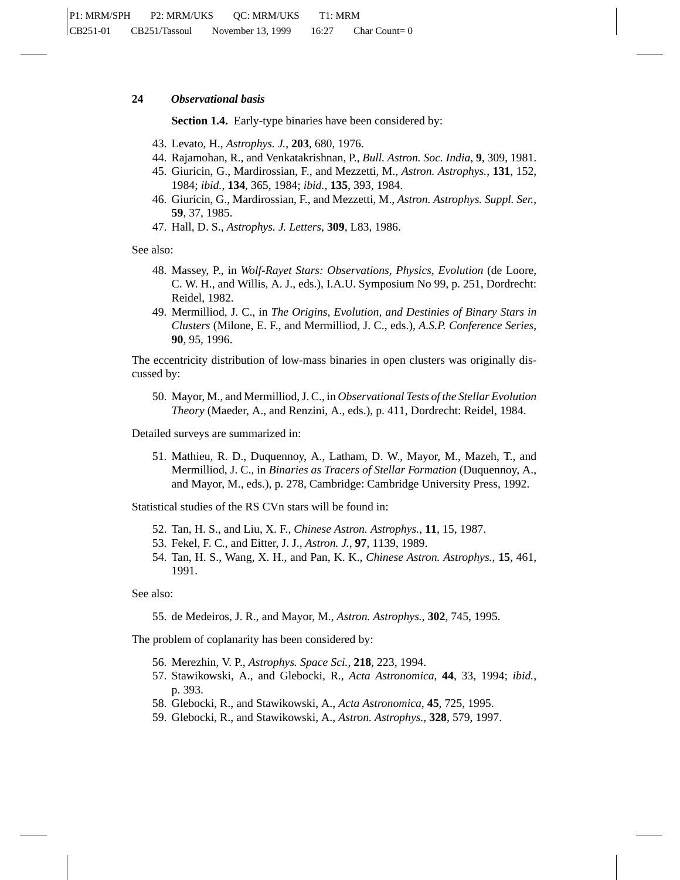**Section 1.4.** Early-type binaries have been considered by:

43. Levato, H., *Astrophys. J.*, **203**, 680, 1976.
44. Rajamohan, R., and Venkatakrishnan, P., *Bull. Astron. Soc. India*, **9**, 309, 1981.
45. Giuricin, G., Mardirossian, F., and Mezzetti, M., *Astron. Astrophys.*, **131**, 152, 1984; *ibid.*, **134**, 365, 1984; *ibid.*, **135**, 393, 1984.
46. Giuricin, G., Mardirossian, F., and Mezzetti, M., *Astron. Astrophys. Suppl. Ser.*, **59**, 37, 1985.
47. Hall, D. S., *Astrophys. J. Letters*, **309**, L83, 1986.

See also:

48. Massey, P., in *Wolf-Rayet Stars: Observations, Physics, Evolution* (de Loore, C. W. H., and Willis, A. J., eds.), I.A.U. Symposium No 99, p. 251, Dordrecht: Reidel, 1982.
49. Mermilliod, J. C., in *The Origins, Evolution, and Destinies of Binary Stars in Clusters* (Milone, E. F., and Mermilliod, J. C., eds.), *A.S.P. Conference Series*, **90**, 95, 1996.

The eccentricity distribution of low-mass binaries in open clusters was originally discussed by:

50. Mayor, M., and Mermilliod, J. C., in *Observational Tests of the Stellar Evolution Theory* (Maeder, A., and Renzini, A., eds.), p. 411, Dordrecht: Reidel, 1984.

Detailed surveys are summarized in:

51. Mathieu, R. D., Duquennoy, A., Latham, D. W., Mayor, M., Mazeh, T., and Mermilliod, J. C., in *Binaries as Tracers of Stellar Formation* (Duquennoy, A., and Mayor, M., eds.), p. 278, Cambridge: Cambridge University Press, 1992.

Statistical studies of the RS CVn stars will be found in:

52. Tan, H. S., and Liu, X. F., *Chinese Astron. Astrophys.*, **11**, 15, 1987.
53. Fekel, F. C., and Eitter, J. J., *Astron. J.*, **97**, 1139, 1989.
54. Tan, H. S., Wang, X. H., and Pan, K. K., *Chinese Astron. Astrophys.*, **15**, 461, 1991.

See also:

55. de Medeiros, J. R., and Mayor, M., *Astron. Astrophys.*, **302**, 745, 1995.

The problem of coplanarity has been considered by:

56. Merezhin, V. P., *Astrophys. Space Sci.*, **218**, 223, 1994.
57. Stawikowski, A., and Glebocki, R., *Acta Astronomica*, **44**, 33, 1994; *ibid.*, p. 393.
58. Glebocki, R., and Stawikowski, A., *Acta Astronomica*, **45**, 725, 1995.
59. Glebocki, R., and Stawikowski, A., *Astron. Astrophys.*, **328**, 579, 1997.